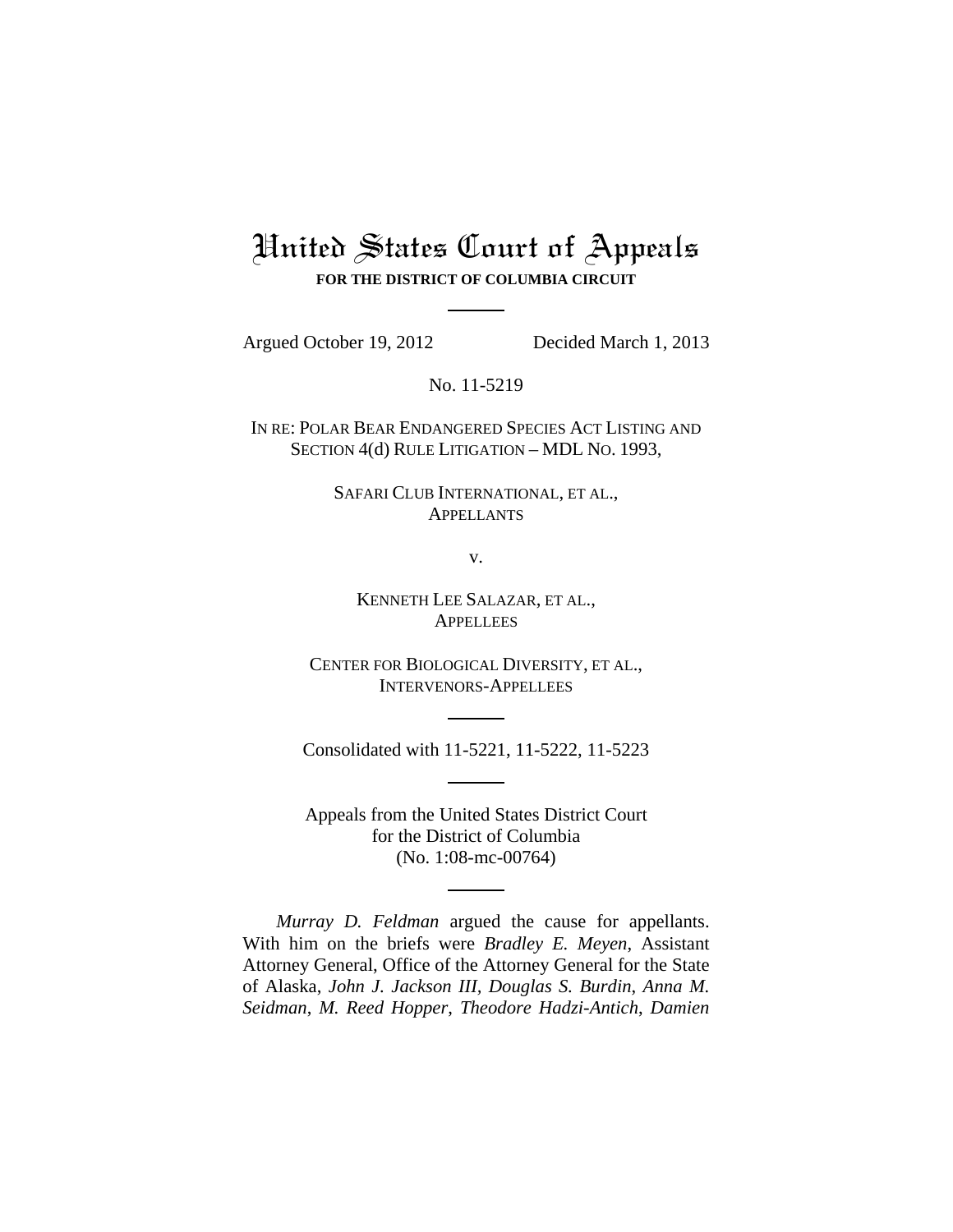# United States Court of Appeals

**FOR THE DISTRICT OF COLUMBIA CIRCUIT**

---

Argued October 19, 2012 Decided March 1, 2013

No. 11-5219

IN RE: POLAR BEAR ENDANGERED SPECIES ACT LISTING AND SECTION 4(d) RULE LITIGATION – MDL NO. 1993,

SAFARI CLUB INTERNATIONAL, ET AL.,
APPELLANTS

v.

KENNETH LEE SALAZAR, ET AL.,
APPELLEES

CENTER FOR BIOLOGICAL DIVERSITY, ET AL.,
INTERVENORS-APPELLEES

---

Consolidated with 11-5221, 11-5222, 11-5223

---

Appeals from the United States District Court
for the District of Columbia
(No. 1:08-mc-00764)

---

*Murray D. Feldman* argued the cause for appellants. With him on the briefs were *Bradley E. Meyen*, Assistant Attorney General, Office of the Attorney General for the State of Alaska, *John J. Jackson III, Douglas S. Burdin*, *Anna M. Seidman*, *M. Reed Hopper, Theodore Hadzi-Antich*, *Damien*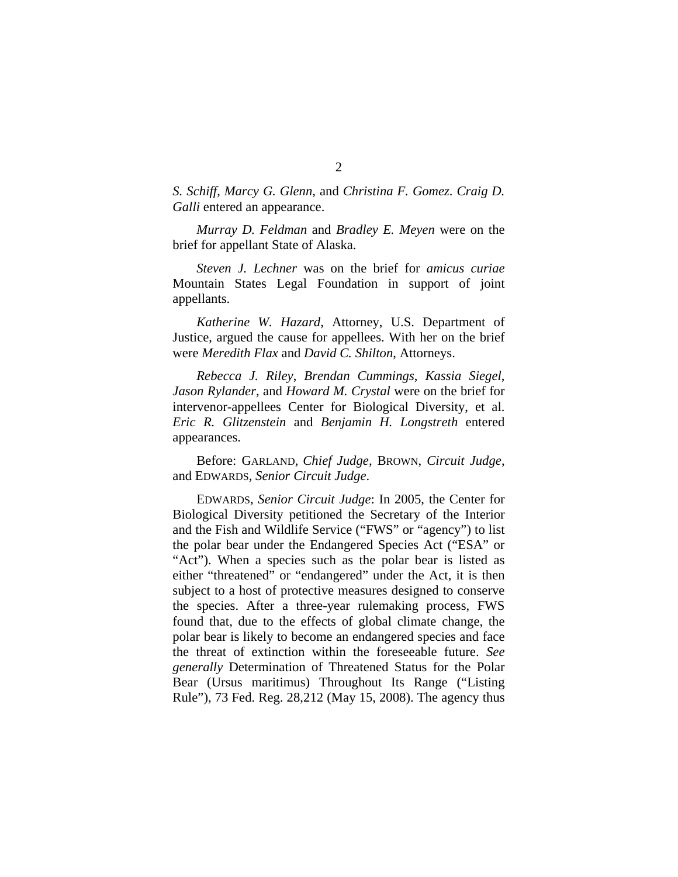*S. Schiff*, *Marcy G. Glenn*, and *Christina F. Gomez*. *Craig D. Galli* entered an appearance.

*Murray D. Feldman* and *Bradley E. Meyen* were on the brief for appellant State of Alaska.

*Steven J. Lechner* was on the brief for *amicus curiae* Mountain States Legal Foundation in support of joint appellants.

*Katherine W. Hazard*, Attorney, U.S. Department of Justice, argued the cause for appellees. With her on the brief were *Meredith Flax* and *David C. Shilton*, Attorneys.

*Rebecca J. Riley*, *Brendan Cummings*, *Kassia Siegel*, *Jason Rylander*, and *Howard M. Crystal* were on the brief for intervenor-appellees Center for Biological Diversity, et al. *Eric R. Glitzenstein* and *Benjamin H. Longstreth* entered appearances.

Before: GARLAND, *Chief Judge*, BROWN, *Circuit Judge*, and EDWARDS, *Senior Circuit Judge*.

EDWARDS, *Senior Circuit Judge*: In 2005, the Center for Biological Diversity petitioned the Secretary of the Interior and the Fish and Wildlife Service ("FWS" or "agency") to list the polar bear under the Endangered Species Act ("ESA" or "Act"). When a species such as the polar bear is listed as either "threatened" or "endangered" under the Act, it is then subject to a host of protective measures designed to conserve the species. After a three-year rulemaking process, FWS found that, due to the effects of global climate change, the polar bear is likely to become an endangered species and face the threat of extinction within the foreseeable future. *See generally* Determination of Threatened Status for the Polar Bear (Ursus maritimus) Throughout Its Range ("Listing Rule"), 73 Fed. Reg. 28,212 (May 15, 2008). The agency thus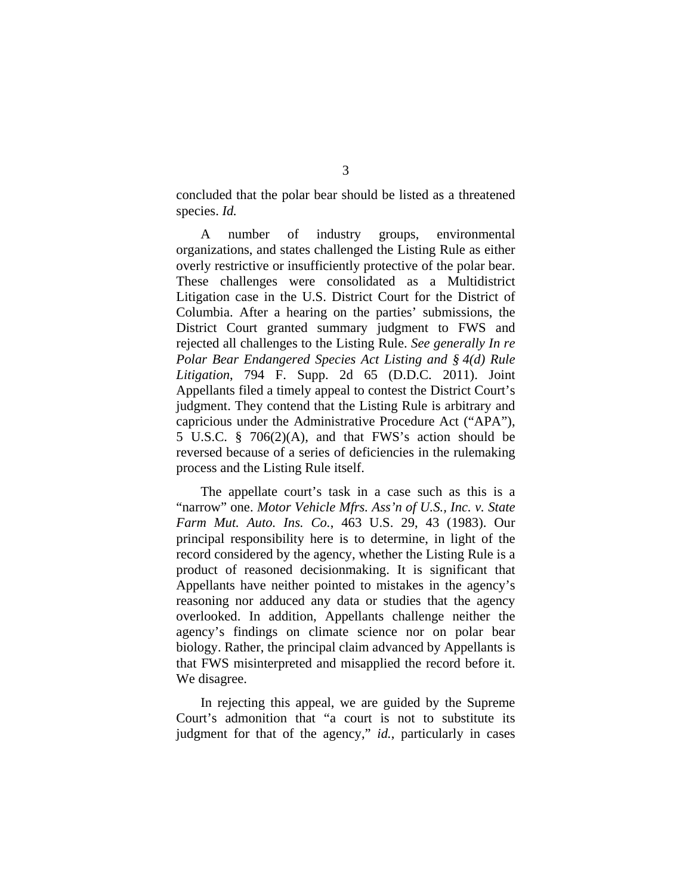concluded that the polar bear should be listed as a threatened species. *Id.*

A number of industry groups, environmental organizations, and states challenged the Listing Rule as either overly restrictive or insufficiently protective of the polar bear. These challenges were consolidated as a Multidistrict Litigation case in the U.S. District Court for the District of Columbia. After a hearing on the parties' submissions, the District Court granted summary judgment to FWS and rejected all challenges to the Listing Rule. *See generally In re Polar Bear Endangered Species Act Listing and § 4(d) Rule Litigation*, 794 F. Supp. 2d 65 (D.D.C. 2011). Joint Appellants filed a timely appeal to contest the District Court's judgment. They contend that the Listing Rule is arbitrary and capricious under the Administrative Procedure Act ("APA"), 5 U.S.C. § 706(2)(A), and that FWS's action should be reversed because of a series of deficiencies in the rulemaking process and the Listing Rule itself.

The appellate court's task in a case such as this is a "narrow" one. *Motor Vehicle Mfrs. Ass'n of U.S., Inc. v. State Farm Mut. Auto. Ins. Co.*, 463 U.S. 29, 43 (1983). Our principal responsibility here is to determine, in light of the record considered by the agency, whether the Listing Rule is a product of reasoned decisionmaking. It is significant that Appellants have neither pointed to mistakes in the agency's reasoning nor adduced any data or studies that the agency overlooked. In addition, Appellants challenge neither the agency's findings on climate science nor on polar bear biology. Rather, the principal claim advanced by Appellants is that FWS misinterpreted and misapplied the record before it. We disagree.

In rejecting this appeal, we are guided by the Supreme Court's admonition that "a court is not to substitute its judgment for that of the agency," *id.*, particularly in cases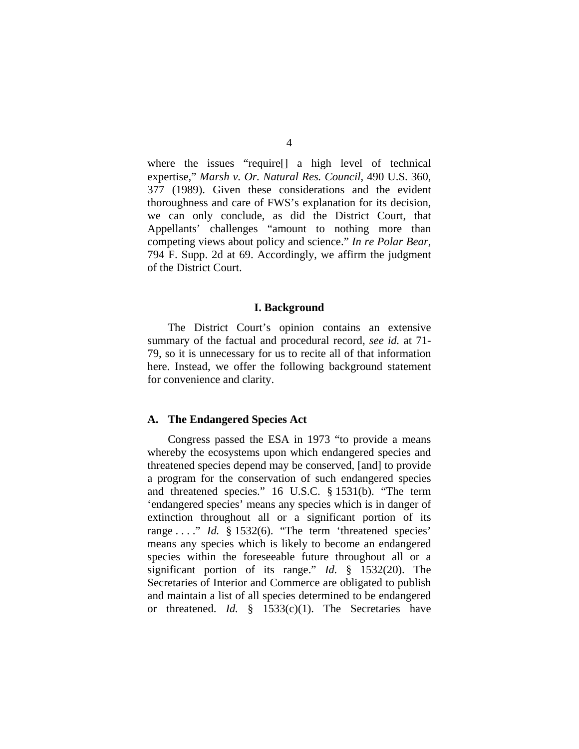where the issues "require[] a high level of technical expertise," *Marsh v. Or. Natural Res. Council*, 490 U.S. 360, 377 (1989). Given these considerations and the evident thoroughness and care of FWS's explanation for its decision, we can only conclude, as did the District Court, that Appellants' challenges "amount to nothing more than competing views about policy and science." *In re Polar Bear*, 794 F. Supp. 2d at 69. Accordingly, we affirm the judgment of the District Court.

## I. Background

The District Court's opinion contains an extensive summary of the factual and procedural record, *see id.* at 71-79, so it is unnecessary for us to recite all of that information here. Instead, we offer the following background statement for convenience and clarity.

### A. The Endangered Species Act

Congress passed the ESA in 1973 "to provide a means whereby the ecosystems upon which endangered species and threatened species depend may be conserved, [and] to provide a program for the conservation of such endangered species and threatened species." 16 U.S.C. § 1531(b). "The term 'endangered species' means any species which is in danger of extinction throughout all or a significant portion of its range . . . ." *Id.* § 1532(6). "The term 'threatened species' means any species which is likely to become an endangered species within the foreseeable future throughout all or a significant portion of its range." *Id.* § 1532(20). The Secretaries of Interior and Commerce are obligated to publish and maintain a list of all species determined to be endangered or threatened. *Id.* § 1533(c)(1). The Secretaries have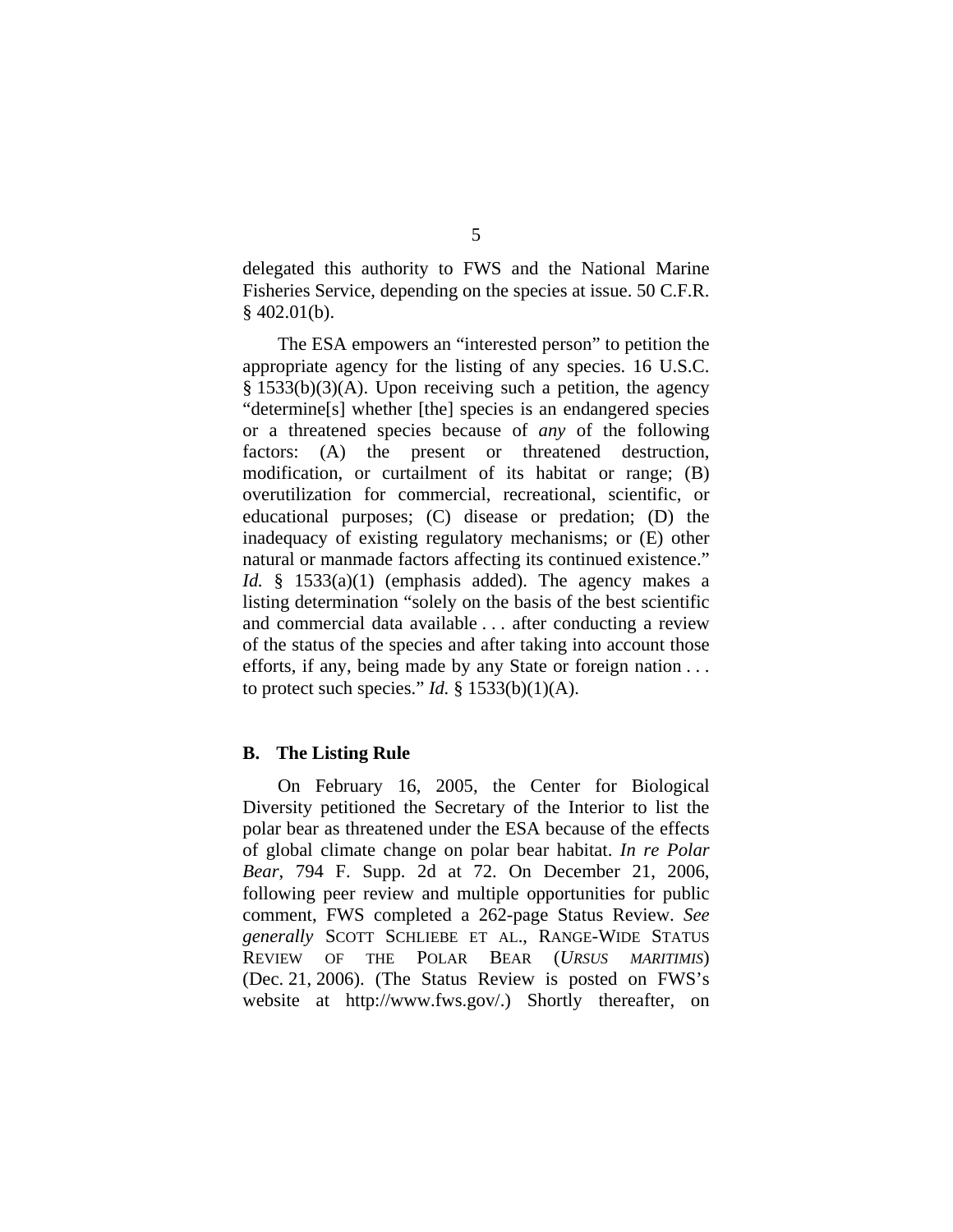delegated this authority to FWS and the National Marine Fisheries Service, depending on the species at issue. 50 C.F.R. § 402.01(b).

The ESA empowers an "interested person" to petition the appropriate agency for the listing of any species. 16 U.S.C. § 1533(b)(3)(A). Upon receiving such a petition, the agency "determine[s] whether [the] species is an endangered species or a threatened species because of *any* of the following factors: (A) the present or threatened destruction, modification, or curtailment of its habitat or range; (B) overutilization for commercial, recreational, scientific, or educational purposes; (C) disease or predation; (D) the inadequacy of existing regulatory mechanisms; or (E) other natural or manmade factors affecting its continued existence." *Id.* § 1533(a)(1) (emphasis added). The agency makes a listing determination "solely on the basis of the best scientific and commercial data available . . . after conducting a review of the status of the species and after taking into account those efforts, if any, being made by any State or foreign nation . . . to protect such species." *Id.* § 1533(b)(1)(A).

### B. The Listing Rule

On February 16, 2005, the Center for Biological Diversity petitioned the Secretary of the Interior to list the polar bear as threatened under the ESA because of the effects of global climate change on polar bear habitat. *In re Polar Bear*, 794 F. Supp. 2d at 72. On December 21, 2006, following peer review and multiple opportunities for public comment, FWS completed a 262-page Status Review. *See generally* SCOTT SCHLIEBE ET AL., RANGE-WIDE STATUS REVIEW OF THE POLAR BEAR (*URSUS MARITIMIS*) (Dec. 21, 2006). (The Status Review is posted on FWS's website at http://www.fws.gov/.) Shortly thereafter, on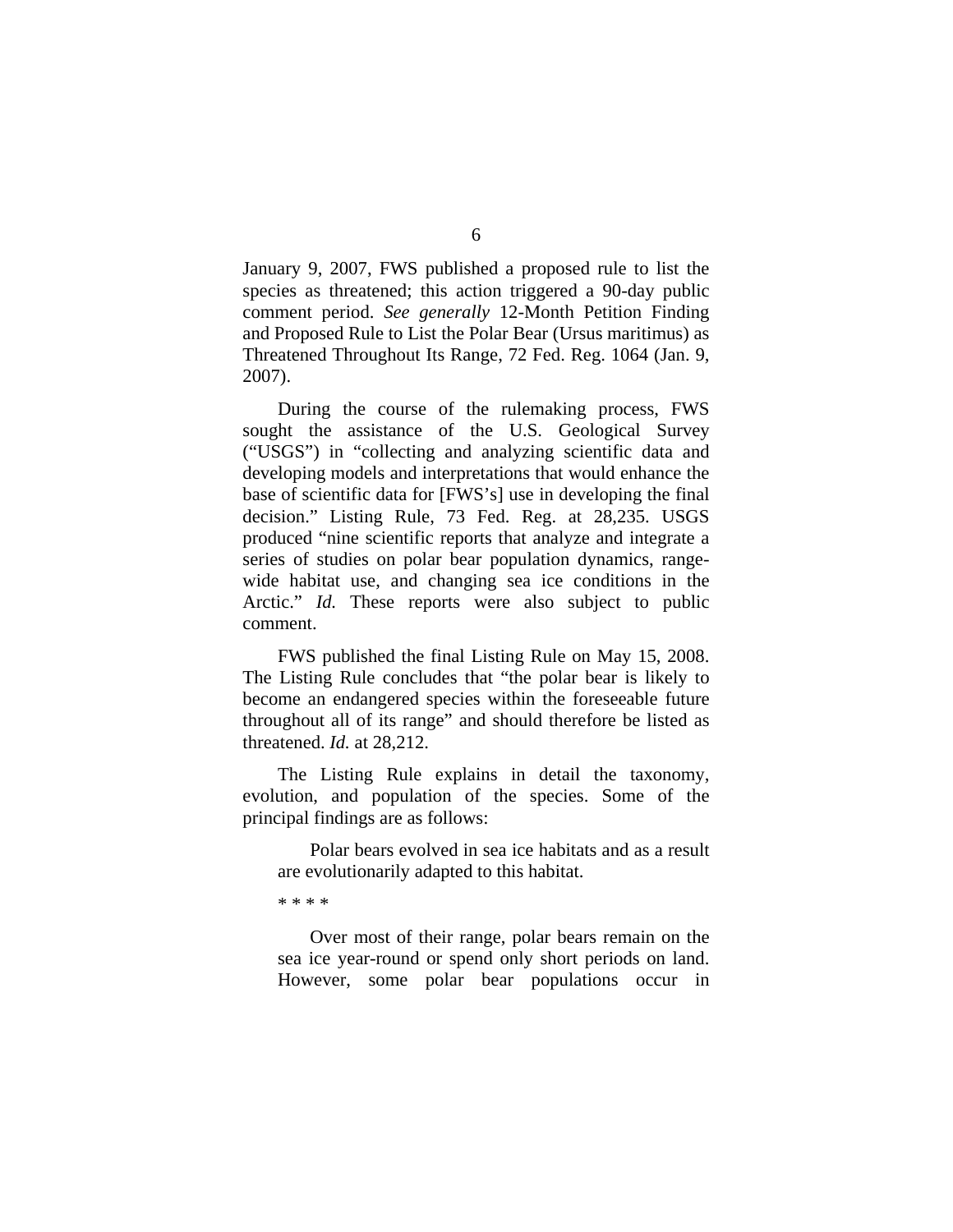January 9, 2007, FWS published a proposed rule to list the species as threatened; this action triggered a 90-day public comment period. *See generally* 12-Month Petition Finding and Proposed Rule to List the Polar Bear (Ursus maritimus) as Threatened Throughout Its Range, 72 Fed. Reg. 1064 (Jan. 9, 2007).

During the course of the rulemaking process, FWS sought the assistance of the U.S. Geological Survey ("USGS") in "collecting and analyzing scientific data and developing models and interpretations that would enhance the base of scientific data for [FWS's] use in developing the final decision." Listing Rule, 73 Fed. Reg. at 28,235. USGS produced "nine scientific reports that analyze and integrate a series of studies on polar bear population dynamics, range-wide habitat use, and changing sea ice conditions in the Arctic." *Id.* These reports were also subject to public comment.

FWS published the final Listing Rule on May 15, 2008. The Listing Rule concludes that "the polar bear is likely to become an endangered species within the foreseeable future throughout all of its range" and should therefore be listed as threatened. *Id.* at 28,212.

The Listing Rule explains in detail the taxonomy, evolution, and population of the species. Some of the principal findings are as follows:

> Polar bears evolved in sea ice habitats and as a result are evolutionarily adapted to this habitat.
>
> \* \* \* \*
>
> Over most of their range, polar bears remain on the sea ice year-round or spend only short periods on land. However, some polar bear populations occur in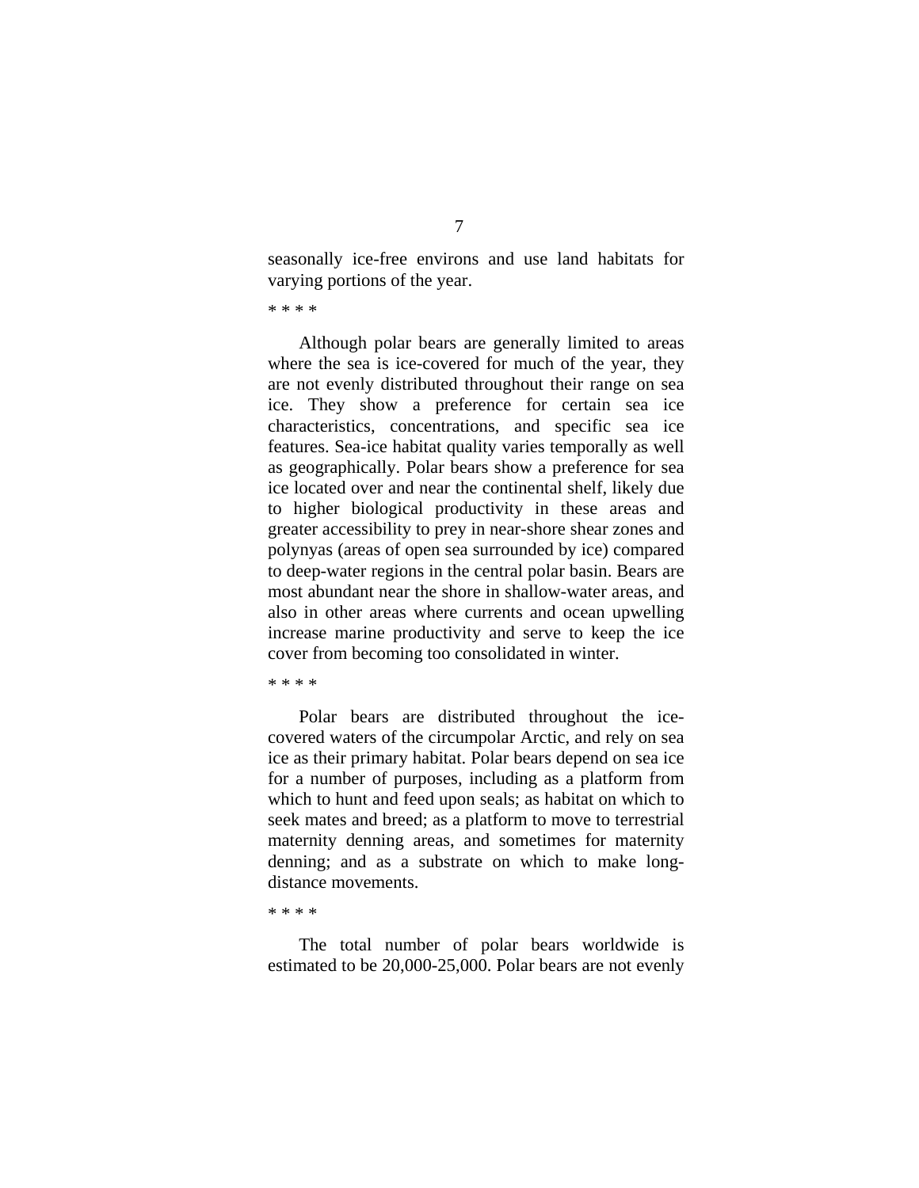seasonally ice-free environs and use land habitats for varying portions of the year.

* * * *

Although polar bears are generally limited to areas where the sea is ice-covered for much of the year, they are not evenly distributed throughout their range on sea ice. They show a preference for certain sea ice characteristics, concentrations, and specific sea ice features. Sea-ice habitat quality varies temporally as well as geographically. Polar bears show a preference for sea ice located over and near the continental shelf, likely due to higher biological productivity in these areas and greater accessibility to prey in near-shore shear zones and polynyas (areas of open sea surrounded by ice) compared to deep-water regions in the central polar basin. Bears are most abundant near the shore in shallow-water areas, and also in other areas where currents and ocean upwelling increase marine productivity and serve to keep the ice cover from becoming too consolidated in winter.

* * * *

Polar bears are distributed throughout the ice-covered waters of the circumpolar Arctic, and rely on sea ice as their primary habitat. Polar bears depend on sea ice for a number of purposes, including as a platform from which to hunt and feed upon seals; as habitat on which to seek mates and breed; as a platform to move to terrestrial maternity denning areas, and sometimes for maternity denning; and as a substrate on which to make long-distance movements.

* * * *

The total number of polar bears worldwide is estimated to be 20,000-25,000. Polar bears are not evenly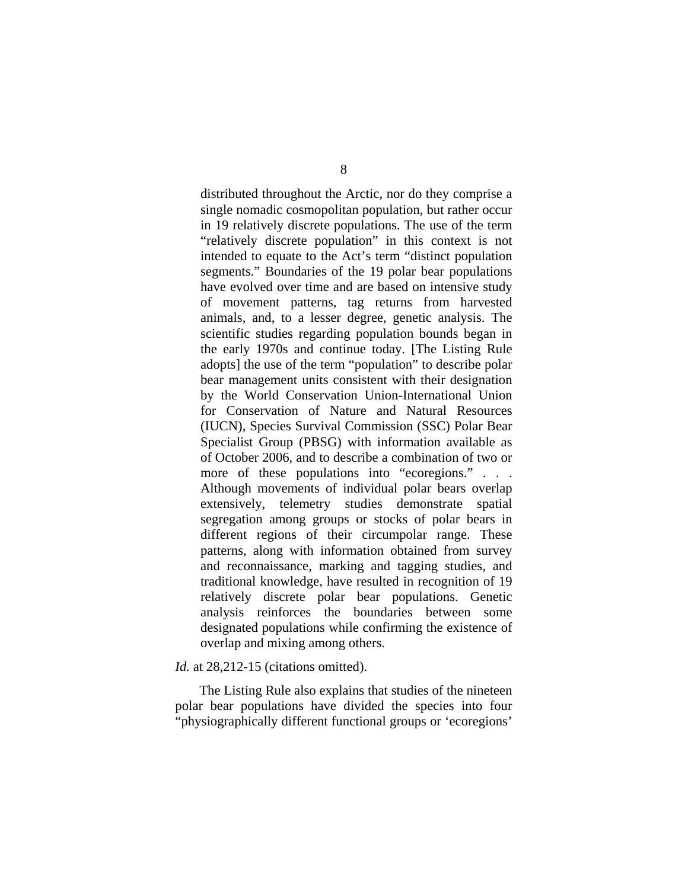> distributed throughout the Arctic, nor do they comprise a single nomadic cosmopolitan population, but rather occur in 19 relatively discrete populations. The use of the term "relatively discrete population" in this context is not intended to equate to the Act's term "distinct population segments." Boundaries of the 19 polar bear populations have evolved over time and are based on intensive study of movement patterns, tag returns from harvested animals, and, to a lesser degree, genetic analysis. The scientific studies regarding population bounds began in the early 1970s and continue today. [The Listing Rule adopts] the use of the term "population" to describe polar bear management units consistent with their designation by the World Conservation Union-International Union for Conservation of Nature and Natural Resources (IUCN), Species Survival Commission (SSC) Polar Bear Specialist Group (PBSG) with information available as of October 2006, and to describe a combination of two or more of these populations into "ecoregions." . . . Although movements of individual polar bears overlap extensively, telemetry studies demonstrate spatial segregation among groups or stocks of polar bears in different regions of their circumpolar range. These patterns, along with information obtained from survey and reconnaissance, marking and tagging studies, and traditional knowledge, have resulted in recognition of 19 relatively discrete polar bear populations. Genetic analysis reinforces the boundaries between some designated populations while confirming the existence of overlap and mixing among others.

*Id.* at 28,212-15 (citations omitted).

The Listing Rule also explains that studies of the nineteen polar bear populations have divided the species into four "physiographically different functional groups or 'ecoregions'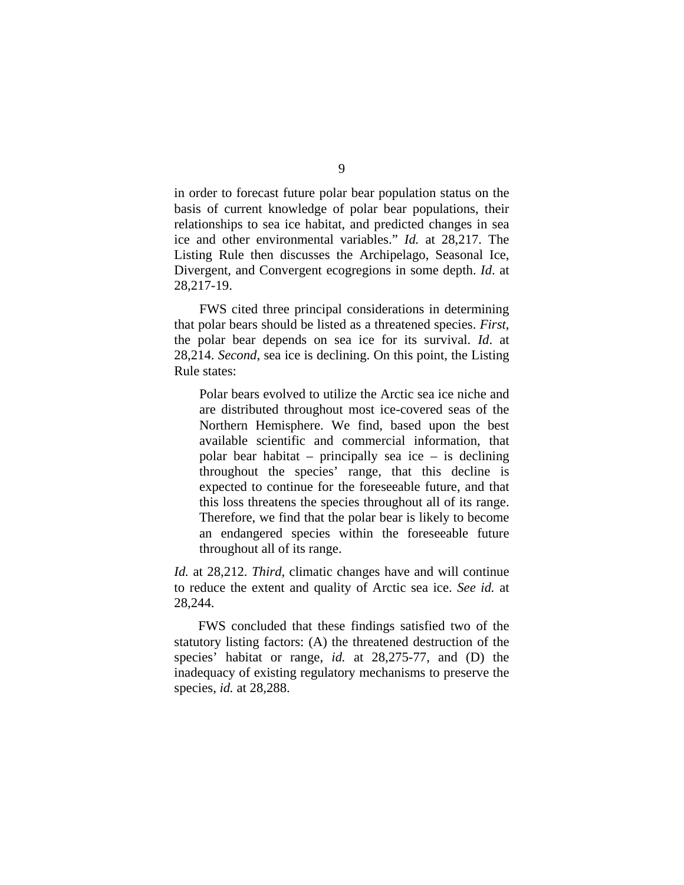in order to forecast future polar bear population status on the basis of current knowledge of polar bear populations, their relationships to sea ice habitat, and predicted changes in sea ice and other environmental variables." *Id.* at 28,217. The Listing Rule then discusses the Archipelago, Seasonal Ice, Divergent, and Convergent ecogregions in some depth. *Id*. at 28,217-19.

FWS cited three principal considerations in determining that polar bears should be listed as a threatened species. *First*, the polar bear depends on sea ice for its survival. *Id*. at 28,214. *Second*, sea ice is declining. On this point, the Listing Rule states:

> Polar bears evolved to utilize the Arctic sea ice niche and are distributed throughout most ice-covered seas of the Northern Hemisphere. We find, based upon the best available scientific and commercial information, that polar bear habitat – principally sea ice – is declining throughout the species' range, that this decline is expected to continue for the foreseeable future, and that this loss threatens the species throughout all of its range. Therefore, we find that the polar bear is likely to become an endangered species within the foreseeable future throughout all of its range.

*Id.* at 28,212. *Third*, climatic changes have and will continue to reduce the extent and quality of Arctic sea ice. *See id.* at 28,244.

FWS concluded that these findings satisfied two of the statutory listing factors: (A) the threatened destruction of the species' habitat or range, *id.* at 28,275-77, and (D) the inadequacy of existing regulatory mechanisms to preserve the species, *id.* at 28,288.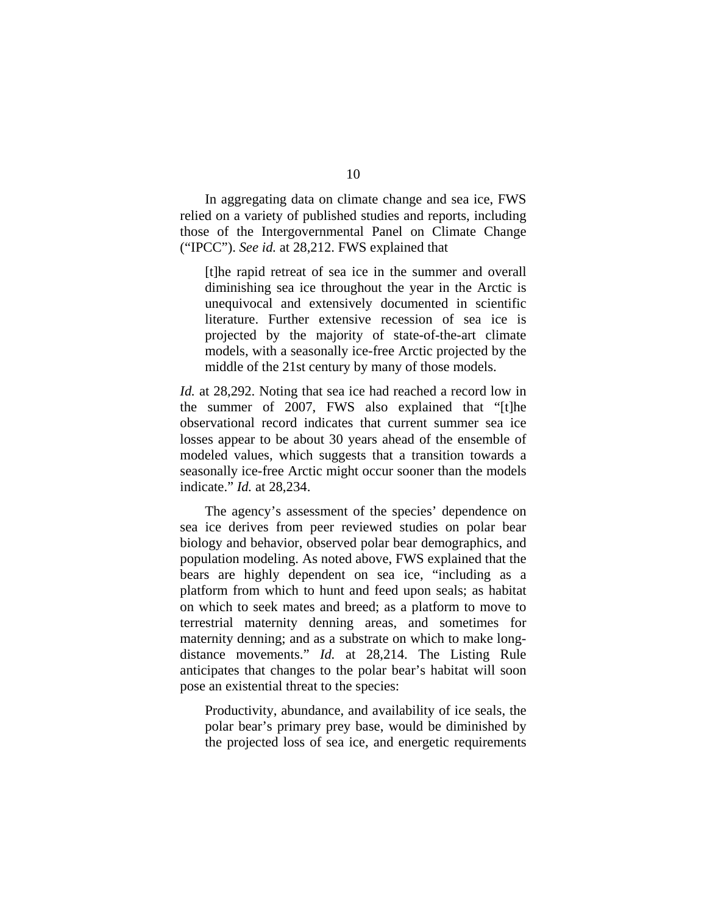In aggregating data on climate change and sea ice, FWS relied on a variety of published studies and reports, including those of the Intergovernmental Panel on Climate Change ("IPCC"). *See id.* at 28,212. FWS explained that

> [t]he rapid retreat of sea ice in the summer and overall diminishing sea ice throughout the year in the Arctic is unequivocal and extensively documented in scientific literature. Further extensive recession of sea ice is projected by the majority of state-of-the-art climate models, with a seasonally ice-free Arctic projected by the middle of the 21st century by many of those models.

*Id.* at 28,292. Noting that sea ice had reached a record low in the summer of 2007, FWS also explained that "[t]he observational record indicates that current summer sea ice losses appear to be about 30 years ahead of the ensemble of modeled values, which suggests that a transition towards a seasonally ice-free Arctic might occur sooner than the models indicate." *Id.* at 28,234.

The agency's assessment of the species' dependence on sea ice derives from peer reviewed studies on polar bear biology and behavior, observed polar bear demographics, and population modeling. As noted above, FWS explained that the bears are highly dependent on sea ice, "including as a platform from which to hunt and feed upon seals; as habitat on which to seek mates and breed; as a platform to move to terrestrial maternity denning areas, and sometimes for maternity denning; and as a substrate on which to make long-distance movements." *Id.* at 28,214. The Listing Rule anticipates that changes to the polar bear's habitat will soon pose an existential threat to the species:

> Productivity, abundance, and availability of ice seals, the polar bear's primary prey base, would be diminished by the projected loss of sea ice, and energetic requirements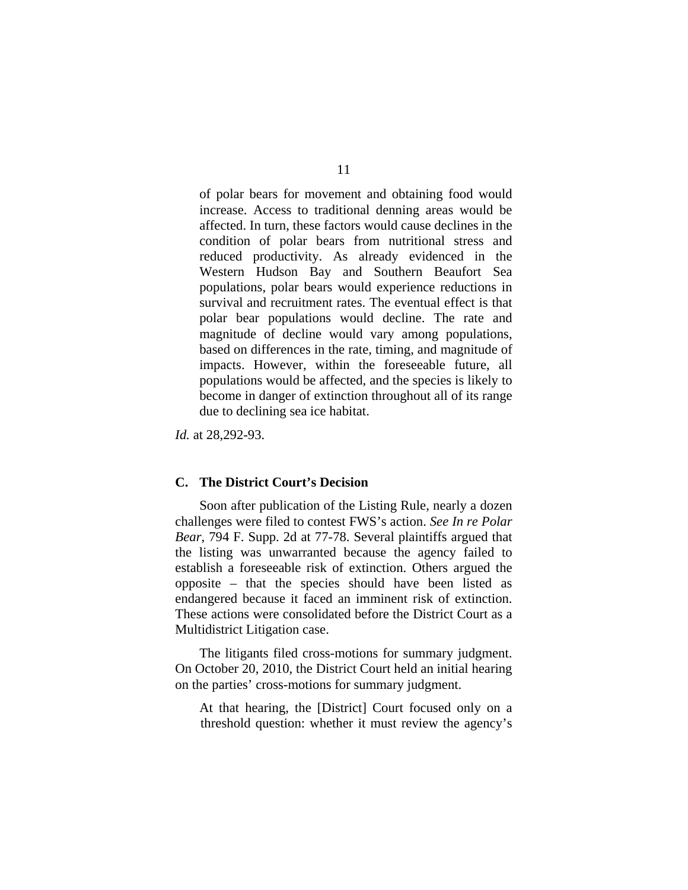> of polar bears for movement and obtaining food would increase. Access to traditional denning areas would be affected. In turn, these factors would cause declines in the condition of polar bears from nutritional stress and reduced productivity. As already evidenced in the Western Hudson Bay and Southern Beaufort Sea populations, polar bears would experience reductions in survival and recruitment rates. The eventual effect is that polar bear populations would decline. The rate and magnitude of decline would vary among populations, based on differences in the rate, timing, and magnitude of impacts. However, within the foreseeable future, all populations would be affected, and the species is likely to become in danger of extinction throughout all of its range due to declining sea ice habitat.

*Id.* at 28,292-93.

### C. The District Court's Decision

Soon after publication of the Listing Rule, nearly a dozen challenges were filed to contest FWS's action. *See In re Polar Bear*, 794 F. Supp. 2d at 77-78. Several plaintiffs argued that the listing was unwarranted because the agency failed to establish a foreseeable risk of extinction. Others argued the opposite – that the species should have been listed as endangered because it faced an imminent risk of extinction. These actions were consolidated before the District Court as a Multidistrict Litigation case.

The litigants filed cross-motions for summary judgment. On October 20, 2010, the District Court held an initial hearing on the parties' cross-motions for summary judgment.

> At that hearing, the [District] Court focused only on a threshold question: whether it must review the agency's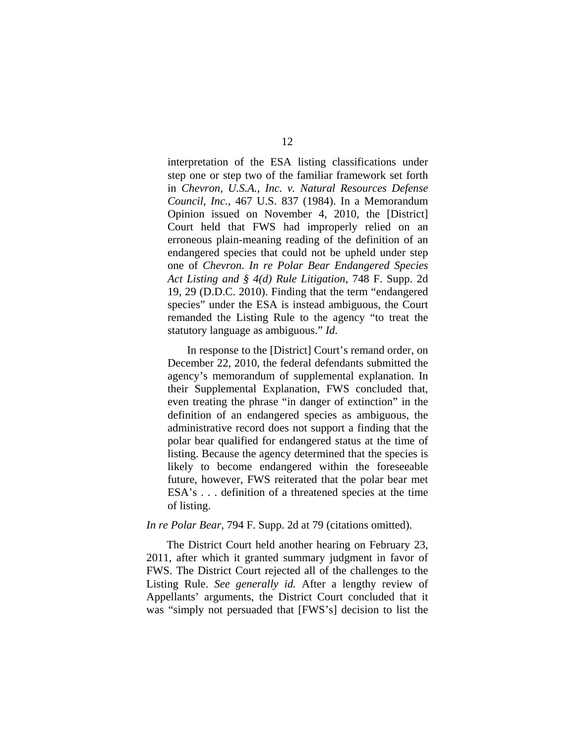> interpretation of the ESA listing classifications under step one or step two of the familiar framework set forth in *Chevron, U.S.A., Inc. v. Natural Resources Defense Council, Inc.*, 467 U.S. 837 (1984). In a Memorandum Opinion issued on November 4, 2010, the [District] Court held that FWS had improperly relied on an erroneous plain-meaning reading of the definition of an endangered species that could not be upheld under step one of *Chevron*. *In re Polar Bear Endangered Species Act Listing and § 4(d) Rule Litigation*, 748 F. Supp. 2d 19, 29 (D.D.C. 2010). Finding that the term "endangered species" under the ESA is instead ambiguous, the Court remanded the Listing Rule to the agency "to treat the statutory language as ambiguous." *Id.*
>
> In response to the [District] Court's remand order, on December 22, 2010, the federal defendants submitted the agency's memorandum of supplemental explanation. In their Supplemental Explanation, FWS concluded that, even treating the phrase "in danger of extinction" in the definition of an endangered species as ambiguous, the administrative record does not support a finding that the polar bear qualified for endangered status at the time of listing. Because the agency determined that the species is likely to become endangered within the foreseeable future, however, FWS reiterated that the polar bear met ESA's . . . definition of a threatened species at the time of listing.

*In re Polar Bear*, 794 F. Supp. 2d at 79 (citations omitted).

The District Court held another hearing on February 23, 2011, after which it granted summary judgment in favor of FWS. The District Court rejected all of the challenges to the Listing Rule. *See generally id.* After a lengthy review of Appellants' arguments, the District Court concluded that it was "simply not persuaded that [FWS's] decision to list the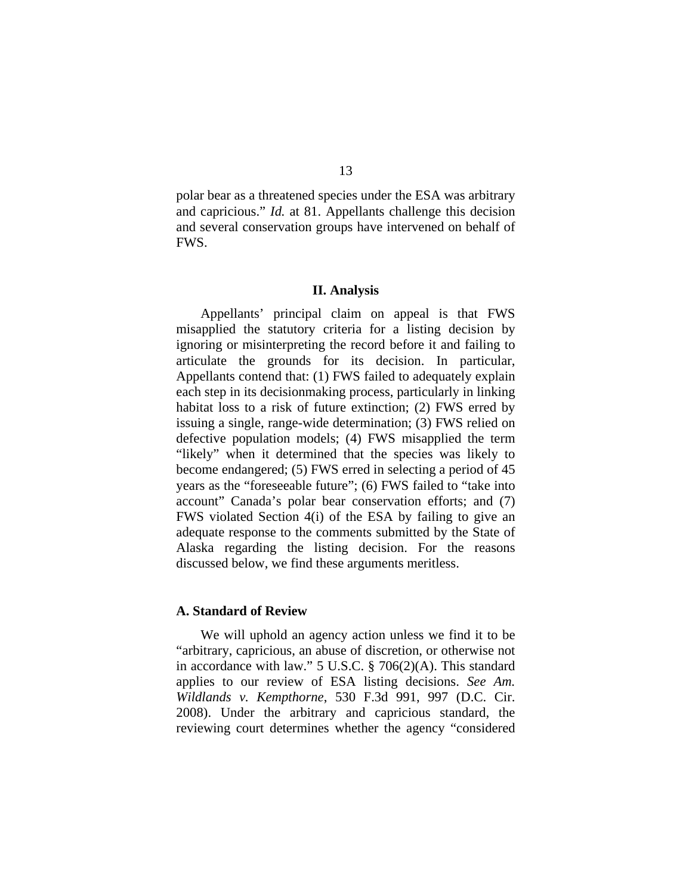polar bear as a threatened species under the ESA was arbitrary and capricious." *Id.* at 81. Appellants challenge this decision and several conservation groups have intervened on behalf of FWS.

## II. Analysis

Appellants' principal claim on appeal is that FWS misapplied the statutory criteria for a listing decision by ignoring or misinterpreting the record before it and failing to articulate the grounds for its decision. In particular, Appellants contend that: (1) FWS failed to adequately explain each step in its decisionmaking process, particularly in linking habitat loss to a risk of future extinction; (2) FWS erred by issuing a single, range-wide determination; (3) FWS relied on defective population models; (4) FWS misapplied the term "likely" when it determined that the species was likely to become endangered; (5) FWS erred in selecting a period of 45 years as the "foreseeable future"; (6) FWS failed to "take into account" Canada's polar bear conservation efforts; and (7) FWS violated Section 4(i) of the ESA by failing to give an adequate response to the comments submitted by the State of Alaska regarding the listing decision. For the reasons discussed below, we find these arguments meritless.

### A. Standard of Review

We will uphold an agency action unless we find it to be "arbitrary, capricious, an abuse of discretion, or otherwise not in accordance with law." 5 U.S.C. § 706(2)(A). This standard applies to our review of ESA listing decisions. *See Am. Wildlands v. Kempthorne*, 530 F.3d 991, 997 (D.C. Cir. 2008). Under the arbitrary and capricious standard, the reviewing court determines whether the agency "considered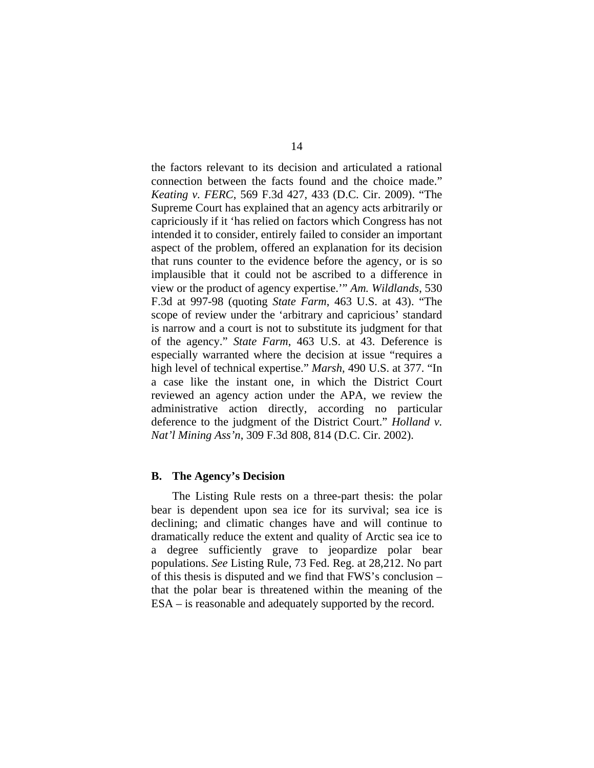the factors relevant to its decision and articulated a rational connection between the facts found and the choice made." *Keating v. FERC*, 569 F.3d 427, 433 (D.C. Cir. 2009). "The Supreme Court has explained that an agency acts arbitrarily or capriciously if it 'has relied on factors which Congress has not intended it to consider, entirely failed to consider an important aspect of the problem, offered an explanation for its decision that runs counter to the evidence before the agency, or is so implausible that it could not be ascribed to a difference in view or the product of agency expertise.'" *Am. Wildlands*, 530 F.3d at 997-98 (quoting *State Farm*, 463 U.S. at 43). "The scope of review under the 'arbitrary and capricious' standard is narrow and a court is not to substitute its judgment for that of the agency." *State Farm*, 463 U.S. at 43. Deference is especially warranted where the decision at issue "requires a high level of technical expertise." *Marsh*, 490 U.S. at 377. "In a case like the instant one, in which the District Court reviewed an agency action under the APA, we review the administrative action directly, according no particular deference to the judgment of the District Court." *Holland v. Nat'l Mining Ass'n*, 309 F.3d 808, 814 (D.C. Cir. 2002).

**B. The Agency's Decision**

The Listing Rule rests on a three-part thesis: the polar bear is dependent upon sea ice for its survival; sea ice is declining; and climatic changes have and will continue to dramatically reduce the extent and quality of Arctic sea ice to a degree sufficiently grave to jeopardize polar bear populations. *See* Listing Rule, 73 Fed. Reg. at 28,212. No part of this thesis is disputed and we find that FWS's conclusion – that the polar bear is threatened within the meaning of the ESA – is reasonable and adequately supported by the record.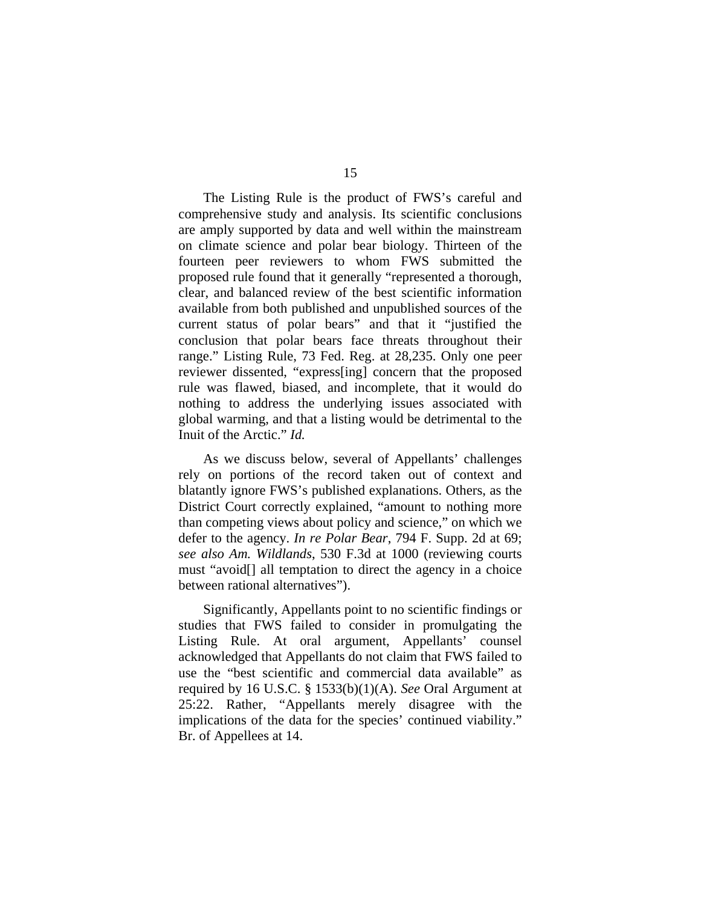The Listing Rule is the product of FWS's careful and comprehensive study and analysis. Its scientific conclusions are amply supported by data and well within the mainstream on climate science and polar bear biology. Thirteen of the fourteen peer reviewers to whom FWS submitted the proposed rule found that it generally "represented a thorough, clear, and balanced review of the best scientific information available from both published and unpublished sources of the current status of polar bears" and that it "justified the conclusion that polar bears face threats throughout their range." Listing Rule, 73 Fed. Reg. at 28,235. Only one peer reviewer dissented, "express[ing] concern that the proposed rule was flawed, biased, and incomplete, that it would do nothing to address the underlying issues associated with global warming, and that a listing would be detrimental to the Inuit of the Arctic." *Id.*

As we discuss below, several of Appellants' challenges rely on portions of the record taken out of context and blatantly ignore FWS's published explanations. Others, as the District Court correctly explained, "amount to nothing more than competing views about policy and science," on which we defer to the agency. *In re Polar Bear*, 794 F. Supp. 2d at 69; *see also Am. Wildlands*, 530 F.3d at 1000 (reviewing courts must "avoid[] all temptation to direct the agency in a choice between rational alternatives").

Significantly, Appellants point to no scientific findings or studies that FWS failed to consider in promulgating the Listing Rule. At oral argument, Appellants' counsel acknowledged that Appellants do not claim that FWS failed to use the "best scientific and commercial data available" as required by 16 U.S.C. § 1533(b)(1)(A). *See* Oral Argument at 25:22. Rather, "Appellants merely disagree with the implications of the data for the species' continued viability." Br. of Appellees at 14.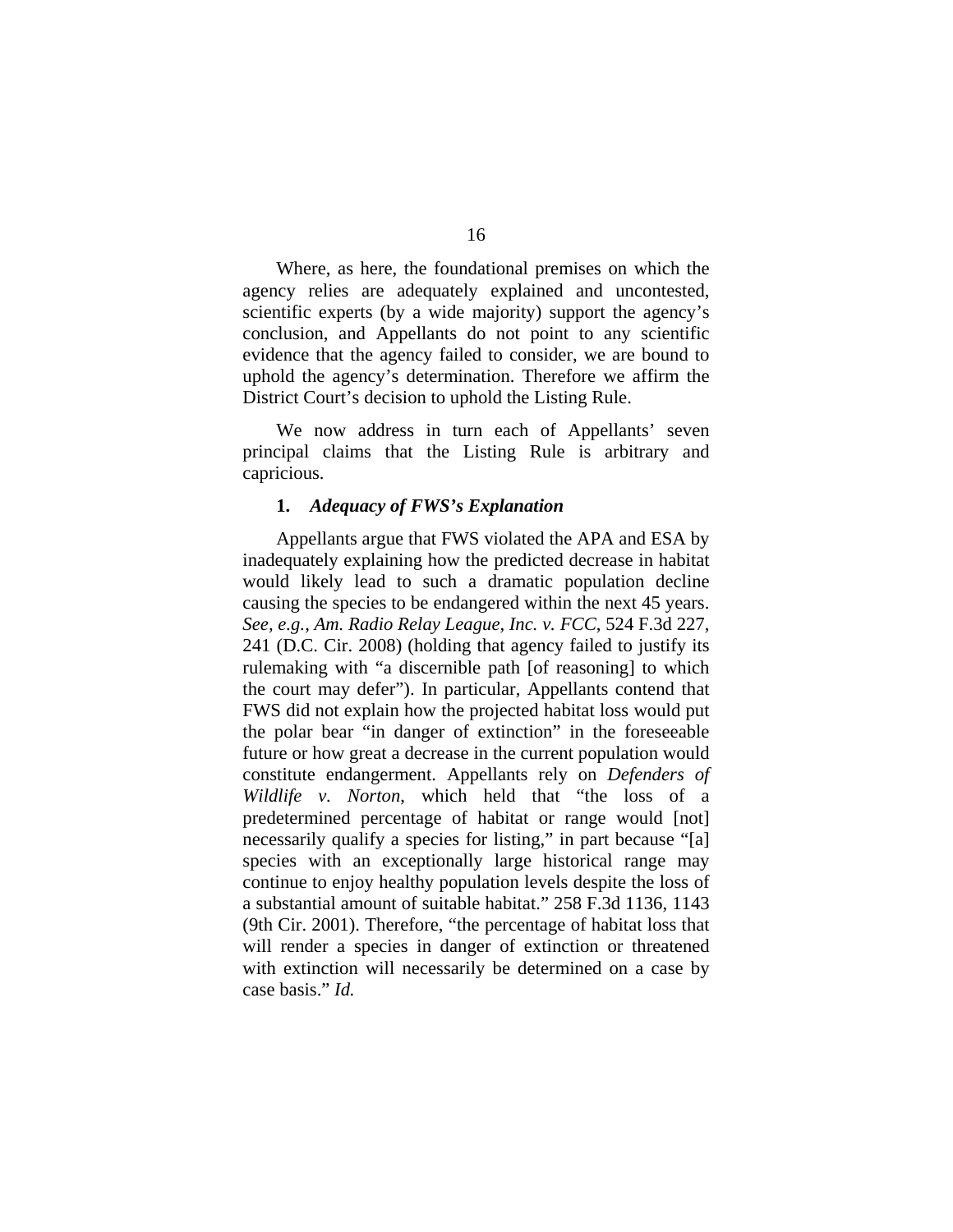Where, as here, the foundational premises on which the agency relies are adequately explained and uncontested, scientific experts (by a wide majority) support the agency's conclusion, and Appellants do not point to any scientific evidence that the agency failed to consider, we are bound to uphold the agency's determination. Therefore we affirm the District Court's decision to uphold the Listing Rule.

We now address in turn each of Appellants' seven principal claims that the Listing Rule is arbitrary and capricious.

### 1. *Adequacy of FWS's Explanation*

Appellants argue that FWS violated the APA and ESA by inadequately explaining how the predicted decrease in habitat would likely lead to such a dramatic population decline causing the species to be endangered within the next 45 years. *See, e.g.*, *Am. Radio Relay League, Inc. v. FCC*, 524 F.3d 227, 241 (D.C. Cir. 2008) (holding that agency failed to justify its rulemaking with "a discernible path [of reasoning] to which the court may defer"). In particular, Appellants contend that FWS did not explain how the projected habitat loss would put the polar bear "in danger of extinction" in the foreseeable future or how great a decrease in the current population would constitute endangerment. Appellants rely on *Defenders of Wildlife v. Norton*, which held that "the loss of a predetermined percentage of habitat or range would [not] necessarily qualify a species for listing," in part because "[a] species with an exceptionally large historical range may continue to enjoy healthy population levels despite the loss of a substantial amount of suitable habitat." 258 F.3d 1136, 1143 (9th Cir. 2001). Therefore, "the percentage of habitat loss that will render a species in danger of extinction or threatened with extinction will necessarily be determined on a case by case basis." *Id.*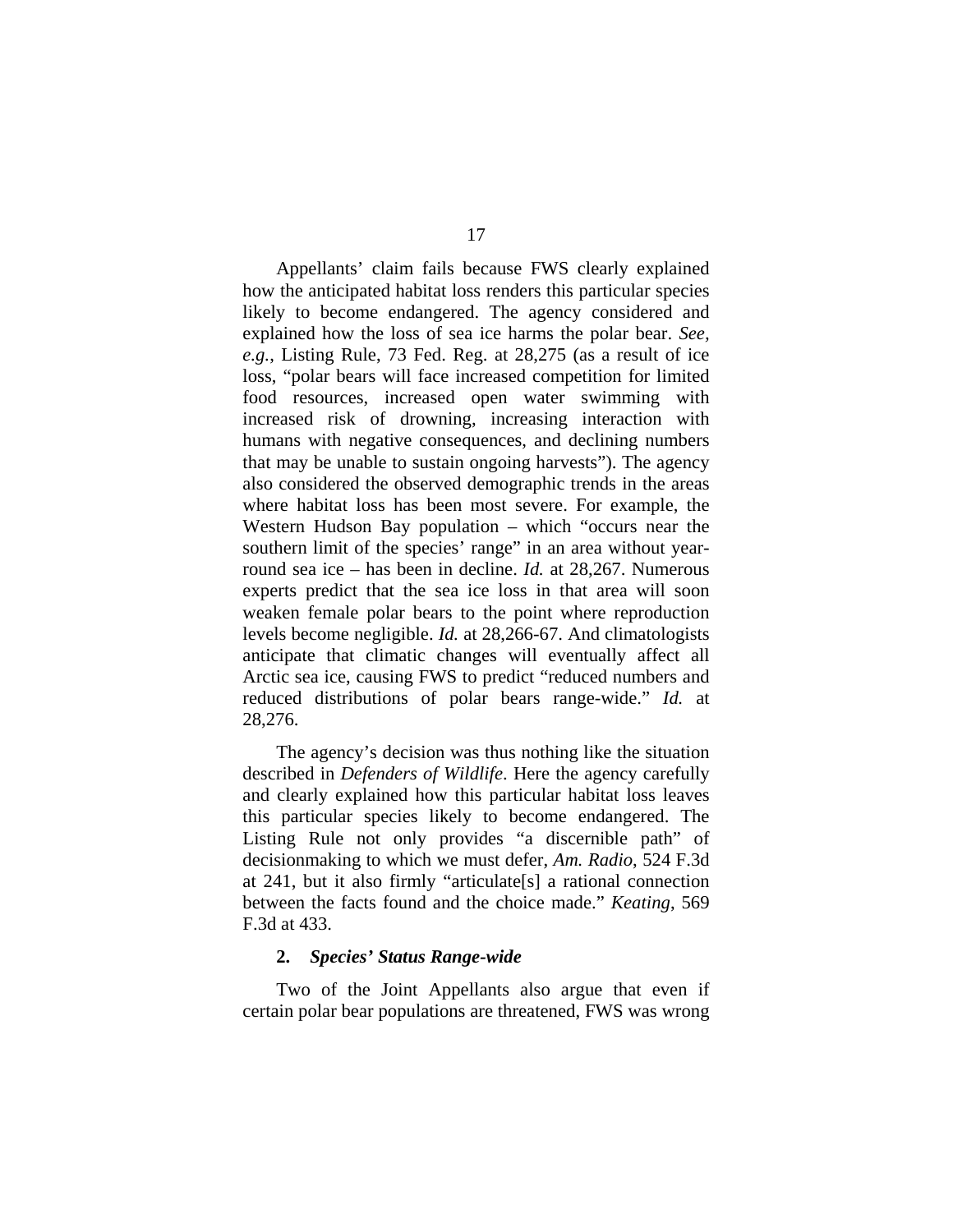Appellants' claim fails because FWS clearly explained how the anticipated habitat loss renders this particular species likely to become endangered. The agency considered and explained how the loss of sea ice harms the polar bear. *See, e.g.*, Listing Rule, 73 Fed. Reg. at 28,275 (as a result of ice loss, "polar bears will face increased competition for limited food resources, increased open water swimming with increased risk of drowning, increasing interaction with humans with negative consequences, and declining numbers that may be unable to sustain ongoing harvests"). The agency also considered the observed demographic trends in the areas where habitat loss has been most severe. For example, the Western Hudson Bay population – which "occurs near the southern limit of the species' range" in an area without year-round sea ice – has been in decline. *Id.* at 28,267. Numerous experts predict that the sea ice loss in that area will soon weaken female polar bears to the point where reproduction levels become negligible. *Id.* at 28,266-67. And climatologists anticipate that climatic changes will eventually affect all Arctic sea ice, causing FWS to predict "reduced numbers and reduced distributions of polar bears range-wide." *Id.* at 28,276.

The agency's decision was thus nothing like the situation described in *Defenders of Wildlife*. Here the agency carefully and clearly explained how this particular habitat loss leaves this particular species likely to become endangered. The Listing Rule not only provides "a discernible path" of decisionmaking to which we must defer, *Am. Radio*, 524 F.3d at 241, but it also firmly "articulate[s] a rational connection between the facts found and the choice made." *Keating*, 569 F.3d at 433.

### 2. *Species' Status Range-wide*

Two of the Joint Appellants also argue that even if certain polar bear populations are threatened, FWS was wrong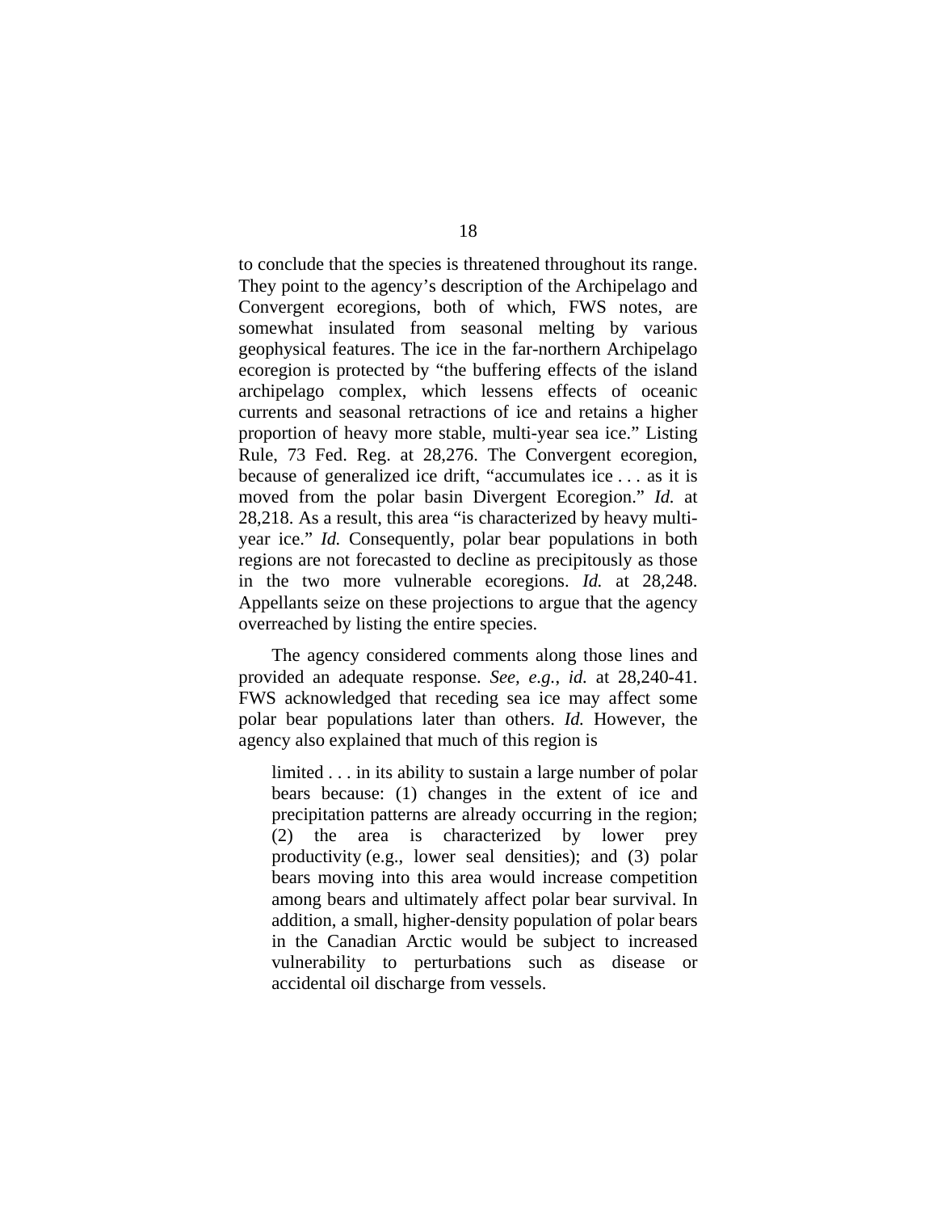to conclude that the species is threatened throughout its range. They point to the agency's description of the Archipelago and Convergent ecoregions, both of which, FWS notes, are somewhat insulated from seasonal melting by various geophysical features. The ice in the far-northern Archipelago ecoregion is protected by "the buffering effects of the island archipelago complex, which lessens effects of oceanic currents and seasonal retractions of ice and retains a higher proportion of heavy more stable, multi-year sea ice." Listing Rule, 73 Fed. Reg. at 28,276. The Convergent ecoregion, because of generalized ice drift, "accumulates ice . . . as it is moved from the polar basin Divergent Ecoregion." *Id.* at 28,218. As a result, this area "is characterized by heavy multi-year ice." *Id.* Consequently, polar bear populations in both regions are not forecasted to decline as precipitously as those in the two more vulnerable ecoregions. *Id.* at 28,248. Appellants seize on these projections to argue that the agency overreached by listing the entire species.

The agency considered comments along those lines and provided an adequate response. *See, e.g.*, *id.* at 28,240-41. FWS acknowledged that receding sea ice may affect some polar bear populations later than others. *Id.* However, the agency also explained that much of this region is

> limited . . . in its ability to sustain a large number of polar bears because: (1) changes in the extent of ice and precipitation patterns are already occurring in the region; (2) the area is characterized by lower prey productivity (e.g., lower seal densities); and (3) polar bears moving into this area would increase competition among bears and ultimately affect polar bear survival. In addition, a small, higher-density population of polar bears in the Canadian Arctic would be subject to increased vulnerability to perturbations such as disease or accidental oil discharge from vessels.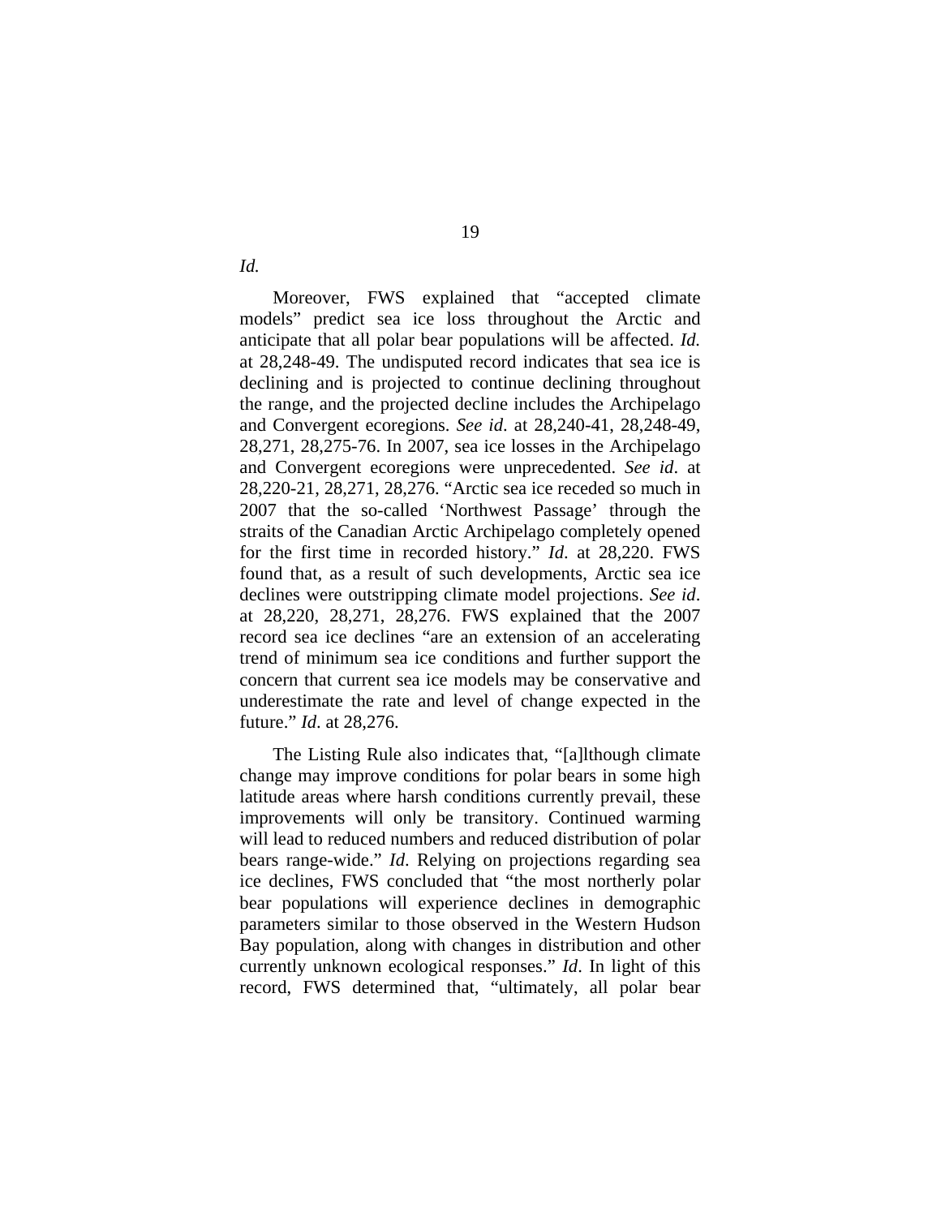*Id.*

Moreover, FWS explained that "accepted climate models" predict sea ice loss throughout the Arctic and anticipate that all polar bear populations will be affected. *Id.* at 28,248-49. The undisputed record indicates that sea ice is declining and is projected to continue declining throughout the range, and the projected decline includes the Archipelago and Convergent ecoregions. *See id.* at 28,240-41, 28,248-49, 28,271, 28,275-76. In 2007, sea ice losses in the Archipelago and Convergent ecoregions were unprecedented. *See id*. at 28,220-21, 28,271, 28,276. "Arctic sea ice receded so much in 2007 that the so-called 'Northwest Passage' through the straits of the Canadian Arctic Archipelago completely opened for the first time in recorded history." *Id*. at 28,220. FWS found that, as a result of such developments, Arctic sea ice declines were outstripping climate model projections. *See id*. at 28,220, 28,271, 28,276. FWS explained that the 2007 record sea ice declines "are an extension of an accelerating trend of minimum sea ice conditions and further support the concern that current sea ice models may be conservative and underestimate the rate and level of change expected in the future." *Id*. at 28,276.

The Listing Rule also indicates that, "[a]lthough climate change may improve conditions for polar bears in some high latitude areas where harsh conditions currently prevail, these improvements will only be transitory. Continued warming will lead to reduced numbers and reduced distribution of polar bears range-wide." *Id*. Relying on projections regarding sea ice declines, FWS concluded that "the most northerly polar bear populations will experience declines in demographic parameters similar to those observed in the Western Hudson Bay population, along with changes in distribution and other currently unknown ecological responses." *Id*. In light of this record, FWS determined that, "ultimately, all polar bear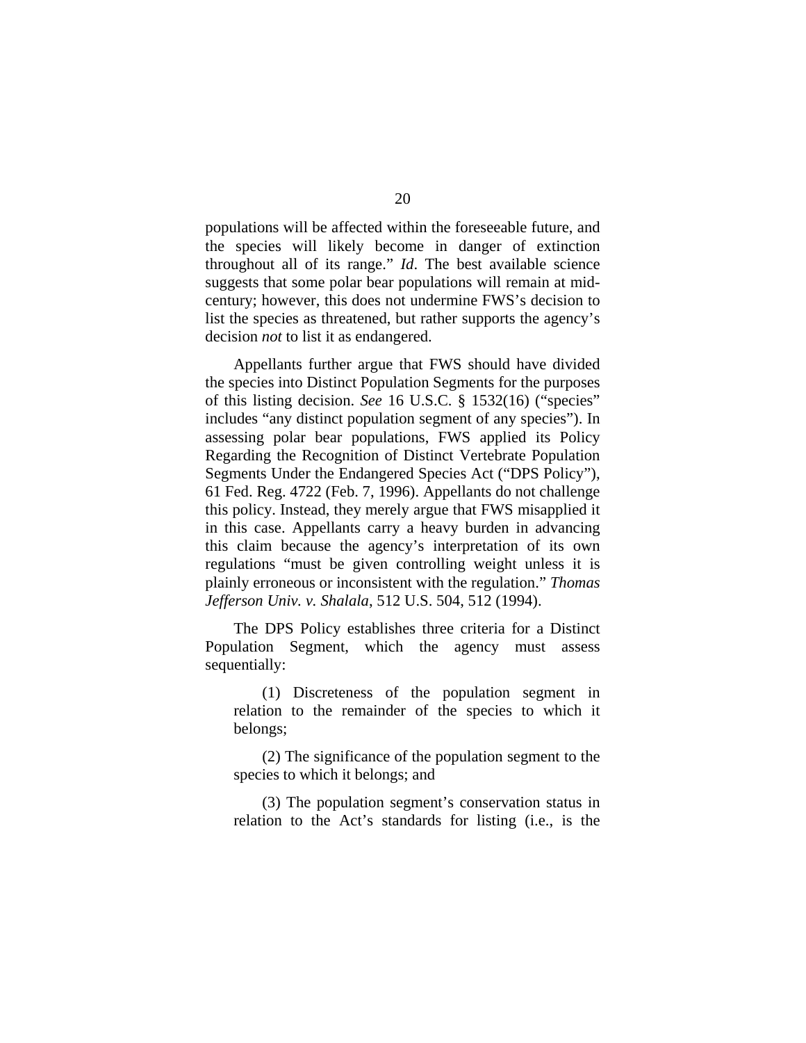populations will be affected within the foreseeable future, and the species will likely become in danger of extinction throughout all of its range." *Id*. The best available science suggests that some polar bear populations will remain at mid-century; however, this does not undermine FWS's decision to list the species as threatened, but rather supports the agency's decision *not* to list it as endangered.

Appellants further argue that FWS should have divided the species into Distinct Population Segments for the purposes of this listing decision. *See* 16 U.S.C. § 1532(16) ("species" includes "any distinct population segment of any species"). In assessing polar bear populations, FWS applied its Policy Regarding the Recognition of Distinct Vertebrate Population Segments Under the Endangered Species Act ("DPS Policy"), 61 Fed. Reg. 4722 (Feb. 7, 1996). Appellants do not challenge this policy. Instead, they merely argue that FWS misapplied it in this case. Appellants carry a heavy burden in advancing this claim because the agency's interpretation of its own regulations "must be given controlling weight unless it is plainly erroneous or inconsistent with the regulation." *Thomas Jefferson Univ. v. Shalala*, 512 U.S. 504, 512 (1994).

The DPS Policy establishes three criteria for a Distinct Population Segment, which the agency must assess sequentially:

> (1) Discreteness of the population segment in relation to the remainder of the species to which it belongs;
>
> (2) The significance of the population segment to the species to which it belongs; and
>
> (3) The population segment's conservation status in relation to the Act's standards for listing (i.e., is the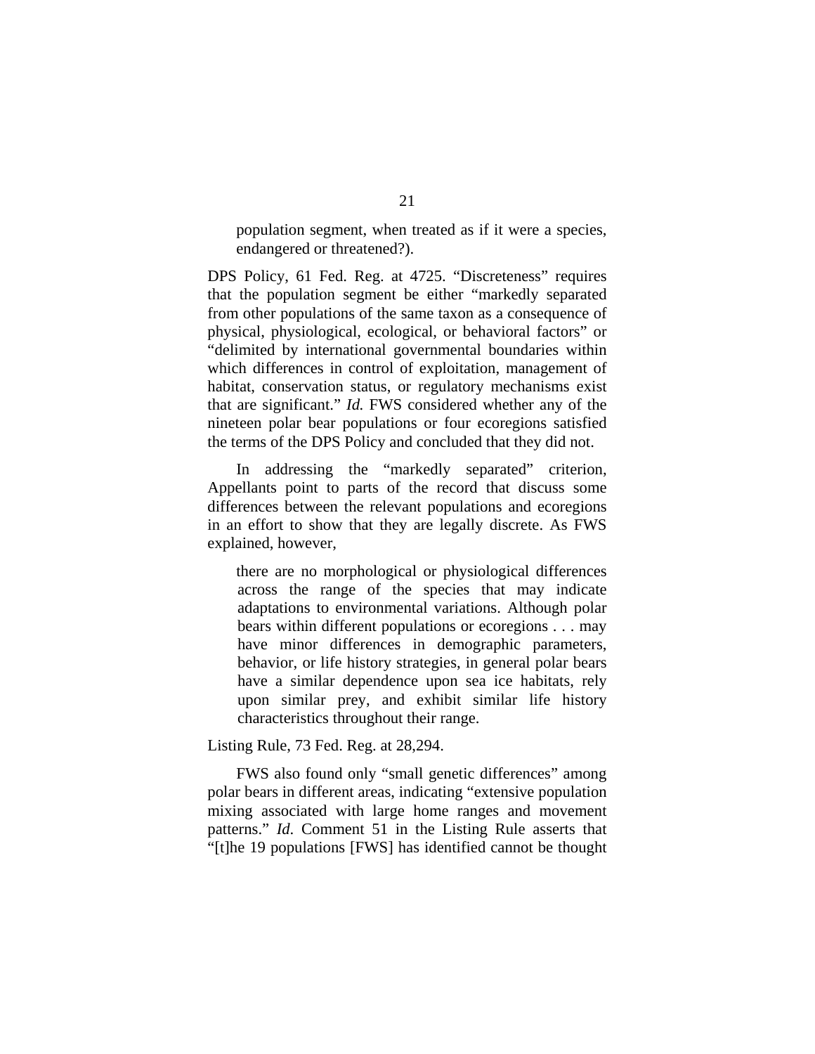> population segment, when treated as if it were a species, endangered or threatened?).

DPS Policy, 61 Fed. Reg. at 4725. "Discreteness" requires that the population segment be either "markedly separated from other populations of the same taxon as a consequence of physical, physiological, ecological, or behavioral factors" or "delimited by international governmental boundaries within which differences in control of exploitation, management of habitat, conservation status, or regulatory mechanisms exist that are significant." *Id.* FWS considered whether any of the nineteen polar bear populations or four ecoregions satisfied the terms of the DPS Policy and concluded that they did not.

In addressing the "markedly separated" criterion, Appellants point to parts of the record that discuss some differences between the relevant populations and ecoregions in an effort to show that they are legally discrete. As FWS explained, however,

> there are no morphological or physiological differences across the range of the species that may indicate adaptations to environmental variations. Although polar bears within different populations or ecoregions . . . may have minor differences in demographic parameters, behavior, or life history strategies, in general polar bears have a similar dependence upon sea ice habitats, rely upon similar prey, and exhibit similar life history characteristics throughout their range.

Listing Rule, 73 Fed. Reg. at 28,294.

FWS also found only "small genetic differences" among polar bears in different areas, indicating "extensive population mixing associated with large home ranges and movement patterns." *Id*. Comment 51 in the Listing Rule asserts that "[t]he 19 populations [FWS] has identified cannot be thought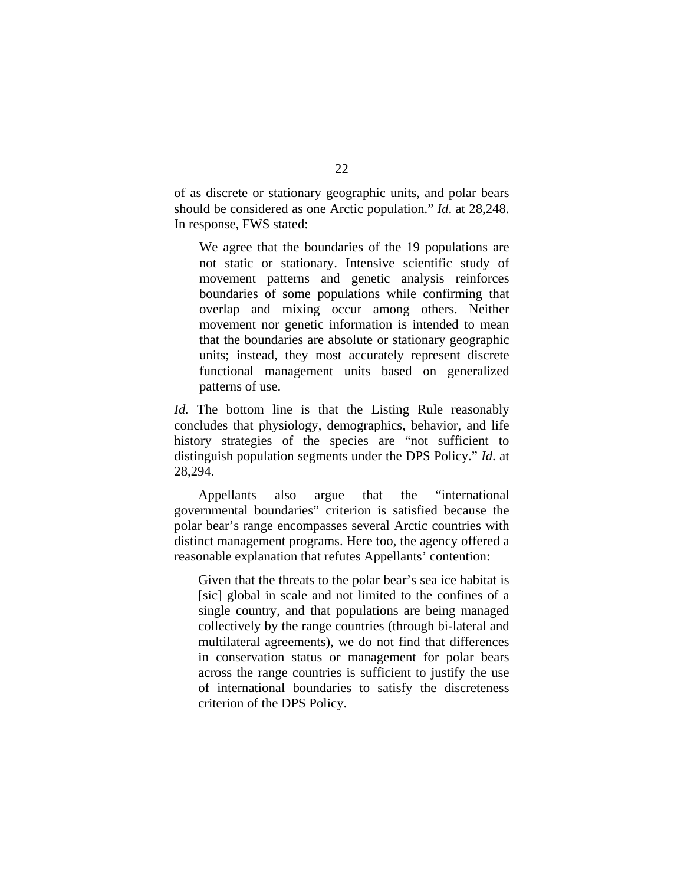of as discrete or stationary geographic units, and polar bears should be considered as one Arctic population." *Id*. at 28,248. In response, FWS stated:

> We agree that the boundaries of the 19 populations are not static or stationary. Intensive scientific study of movement patterns and genetic analysis reinforces boundaries of some populations while confirming that overlap and mixing occur among others. Neither movement nor genetic information is intended to mean that the boundaries are absolute or stationary geographic units; instead, they most accurately represent discrete functional management units based on generalized patterns of use.

*Id.* The bottom line is that the Listing Rule reasonably concludes that physiology, demographics, behavior, and life history strategies of the species are "not sufficient to distinguish population segments under the DPS Policy." *Id*. at 28,294.

Appellants also argue that the "international governmental boundaries" criterion is satisfied because the polar bear's range encompasses several Arctic countries with distinct management programs. Here too, the agency offered a reasonable explanation that refutes Appellants' contention:

> Given that the threats to the polar bear's sea ice habitat is [sic] global in scale and not limited to the confines of a single country, and that populations are being managed collectively by the range countries (through bi-lateral and multilateral agreements), we do not find that differences in conservation status or management for polar bears across the range countries is sufficient to justify the use of international boundaries to satisfy the discreteness criterion of the DPS Policy.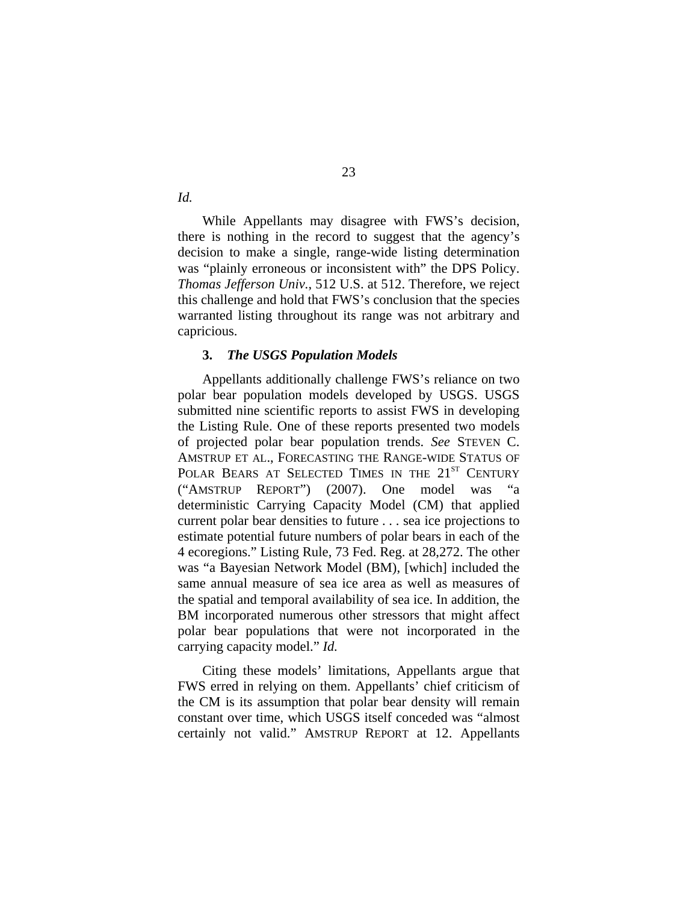*Id.*

While Appellants may disagree with FWS's decision, there is nothing in the record to suggest that the agency's decision to make a single, range-wide listing determination was "plainly erroneous or inconsistent with" the DPS Policy. *Thomas Jefferson Univ.*, 512 U.S. at 512. Therefore, we reject this challenge and hold that FWS's conclusion that the species warranted listing throughout its range was not arbitrary and capricious.

### 3. *The USGS Population Models*

Appellants additionally challenge FWS's reliance on two polar bear population models developed by USGS. USGS submitted nine scientific reports to assist FWS in developing the Listing Rule. One of these reports presented two models of projected polar bear population trends. *See* STEVEN C. AMSTRUP ET AL., FORECASTING THE RANGE-WIDE STATUS OF POLAR BEARS AT SELECTED TIMES IN THE 21ST CENTURY ("AMSTRUP REPORT") (2007). One model was "a deterministic Carrying Capacity Model (CM) that applied current polar bear densities to future . . . sea ice projections to estimate potential future numbers of polar bears in each of the 4 ecoregions." Listing Rule, 73 Fed. Reg. at 28,272. The other was "a Bayesian Network Model (BM), [which] included the same annual measure of sea ice area as well as measures of the spatial and temporal availability of sea ice. In addition, the BM incorporated numerous other stressors that might affect polar bear populations that were not incorporated in the carrying capacity model." *Id.*

Citing these models' limitations, Appellants argue that FWS erred in relying on them. Appellants' chief criticism of the CM is its assumption that polar bear density will remain constant over time, which USGS itself conceded was "almost certainly not valid." AMSTRUP REPORT at 12. Appellants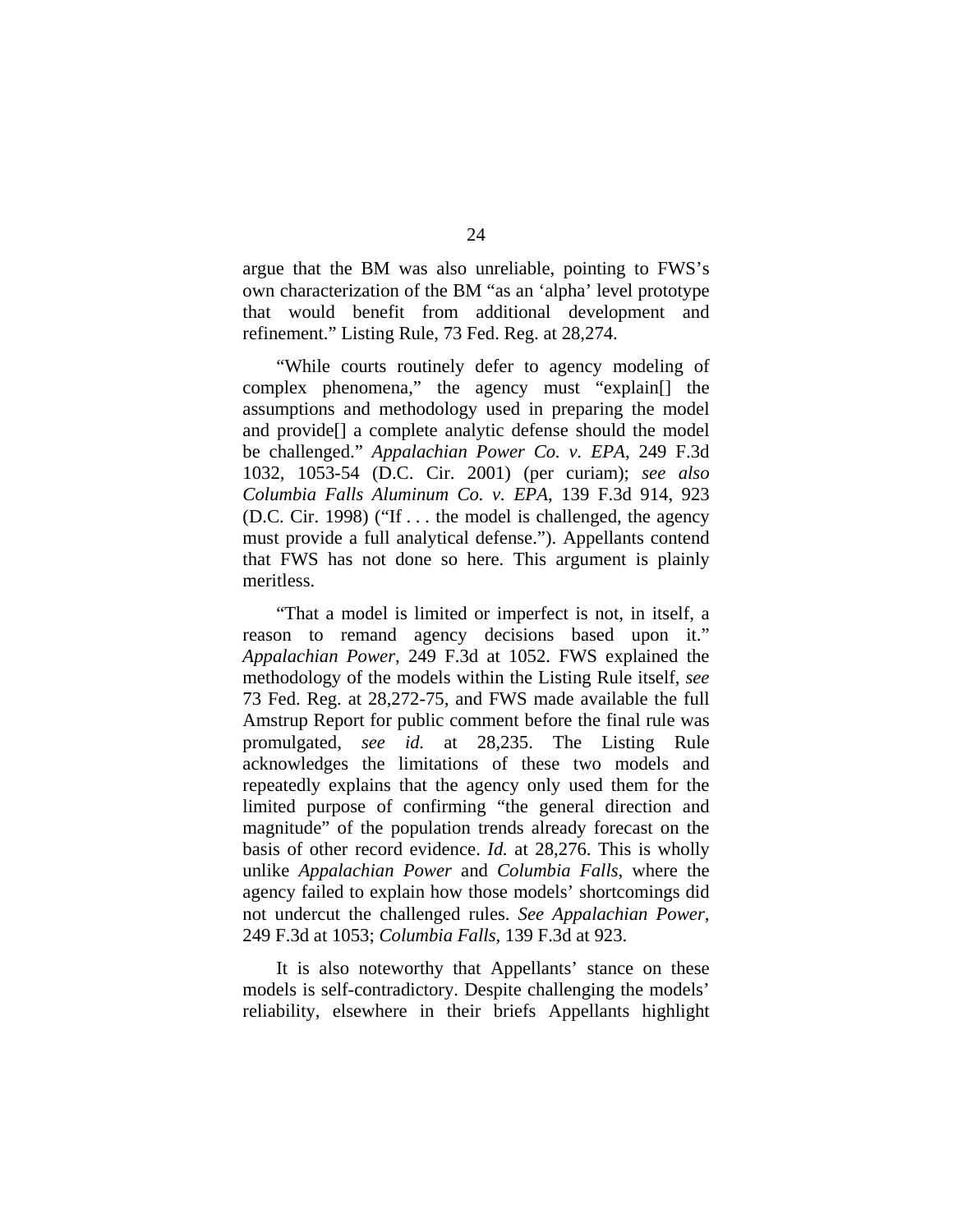argue that the BM was also unreliable, pointing to FWS's own characterization of the BM "as an 'alpha' level prototype that would benefit from additional development and refinement." Listing Rule, 73 Fed. Reg. at 28,274.

"While courts routinely defer to agency modeling of complex phenomena," the agency must "explain[] the assumptions and methodology used in preparing the model and provide[] a complete analytic defense should the model be challenged." *Appalachian Power Co. v. EPA*, 249 F.3d 1032, 1053-54 (D.C. Cir. 2001) (per curiam); *see also Columbia Falls Aluminum Co. v. EPA*, 139 F.3d 914, 923 (D.C. Cir. 1998) ("If . . . the model is challenged, the agency must provide a full analytical defense."). Appellants contend that FWS has not done so here. This argument is plainly meritless.

"That a model is limited or imperfect is not, in itself, a reason to remand agency decisions based upon it." *Appalachian Power*, 249 F.3d at 1052. FWS explained the methodology of the models within the Listing Rule itself, *see* 73 Fed. Reg. at 28,272-75, and FWS made available the full Amstrup Report for public comment before the final rule was promulgated, *see id.* at 28,235. The Listing Rule acknowledges the limitations of these two models and repeatedly explains that the agency only used them for the limited purpose of confirming "the general direction and magnitude" of the population trends already forecast on the basis of other record evidence. *Id.* at 28,276. This is wholly unlike *Appalachian Power* and *Columbia Falls*, where the agency failed to explain how those models' shortcomings did not undercut the challenged rules. *See Appalachian Power*, 249 F.3d at 1053; *Columbia Falls*, 139 F.3d at 923.

It is also noteworthy that Appellants' stance on these models is self-contradictory. Despite challenging the models' reliability, elsewhere in their briefs Appellants highlight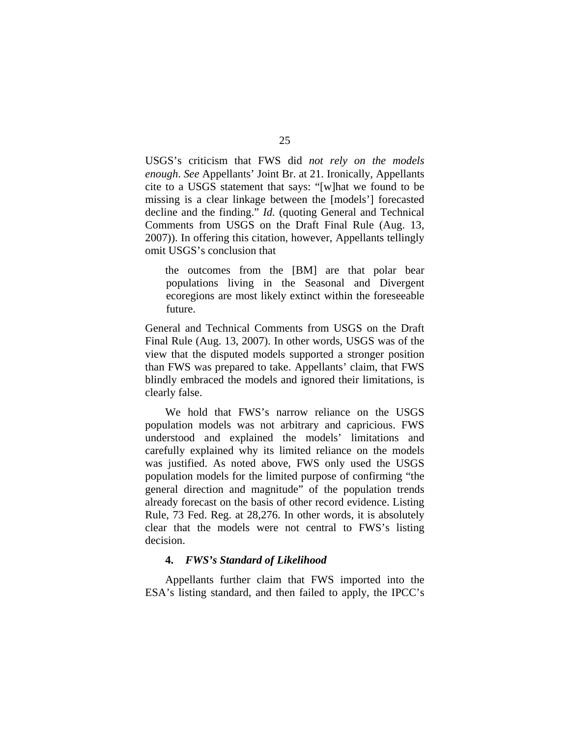USGS's criticism that FWS did *not rely on the models enough*. *See* Appellants' Joint Br. at 21. Ironically, Appellants cite to a USGS statement that says: "[w]hat we found to be missing is a clear linkage between the [models'] forecasted decline and the finding." *Id.* (quoting General and Technical Comments from USGS on the Draft Final Rule (Aug. 13, 2007)). In offering this citation, however, Appellants tellingly omit USGS's conclusion that

> the outcomes from the [BM] are that polar bear populations living in the Seasonal and Divergent ecoregions are most likely extinct within the foreseeable future.

General and Technical Comments from USGS on the Draft Final Rule (Aug. 13, 2007). In other words, USGS was of the view that the disputed models supported a stronger position than FWS was prepared to take. Appellants' claim, that FWS blindly embraced the models and ignored their limitations, is clearly false.

We hold that FWS's narrow reliance on the USGS population models was not arbitrary and capricious. FWS understood and explained the models' limitations and carefully explained why its limited reliance on the models was justified. As noted above, FWS only used the USGS population models for the limited purpose of confirming "the general direction and magnitude" of the population trends already forecast on the basis of other record evidence. Listing Rule, 73 Fed. Reg. at 28,276. In other words, it is absolutely clear that the models were not central to FWS's listing decision.

**4.** ***FWS's Standard of Likelihood***

Appellants further claim that FWS imported into the ESA's listing standard, and then failed to apply, the IPCC's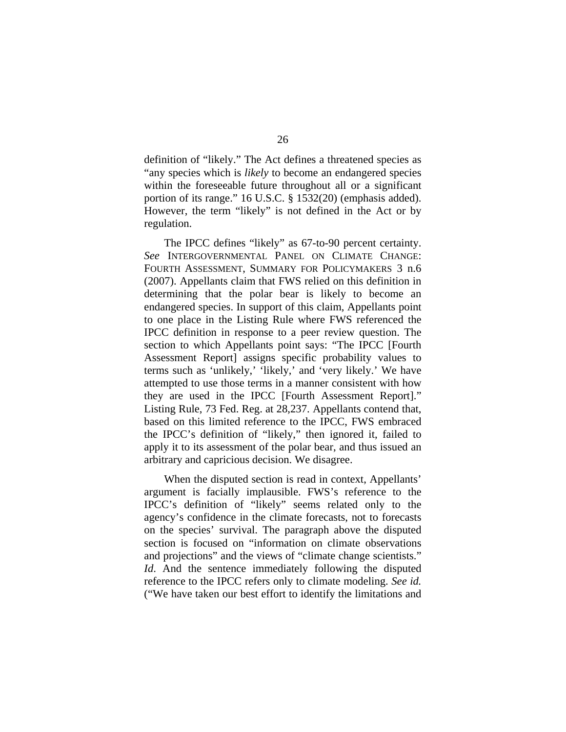definition of "likely." The Act defines a threatened species as "any species which is *likely* to become an endangered species within the foreseeable future throughout all or a significant portion of its range." 16 U.S.C. § 1532(20) (emphasis added). However, the term "likely" is not defined in the Act or by regulation.

The IPCC defines "likely" as 67-to-90 percent certainty. *See* INTERGOVERNMENTAL PANEL ON CLIMATE CHANGE: FOURTH ASSESSMENT, SUMMARY FOR POLICYMAKERS 3 n.6 (2007). Appellants claim that FWS relied on this definition in determining that the polar bear is likely to become an endangered species. In support of this claim, Appellants point to one place in the Listing Rule where FWS referenced the IPCC definition in response to a peer review question. The section to which Appellants point says: "The IPCC [Fourth Assessment Report] assigns specific probability values to terms such as 'unlikely,' 'likely,' and 'very likely.' We have attempted to use those terms in a manner consistent with how they are used in the IPCC [Fourth Assessment Report]." Listing Rule, 73 Fed. Reg. at 28,237. Appellants contend that, based on this limited reference to the IPCC, FWS embraced the IPCC's definition of "likely," then ignored it, failed to apply it to its assessment of the polar bear, and thus issued an arbitrary and capricious decision. We disagree.

When the disputed section is read in context, Appellants' argument is facially implausible. FWS's reference to the IPCC's definition of "likely" seems related only to the agency's confidence in the climate forecasts, not to forecasts on the species' survival. The paragraph above the disputed section is focused on "information on climate observations and projections" and the views of "climate change scientists." *Id*. And the sentence immediately following the disputed reference to the IPCC refers only to climate modeling. *See id.* ("We have taken our best effort to identify the limitations and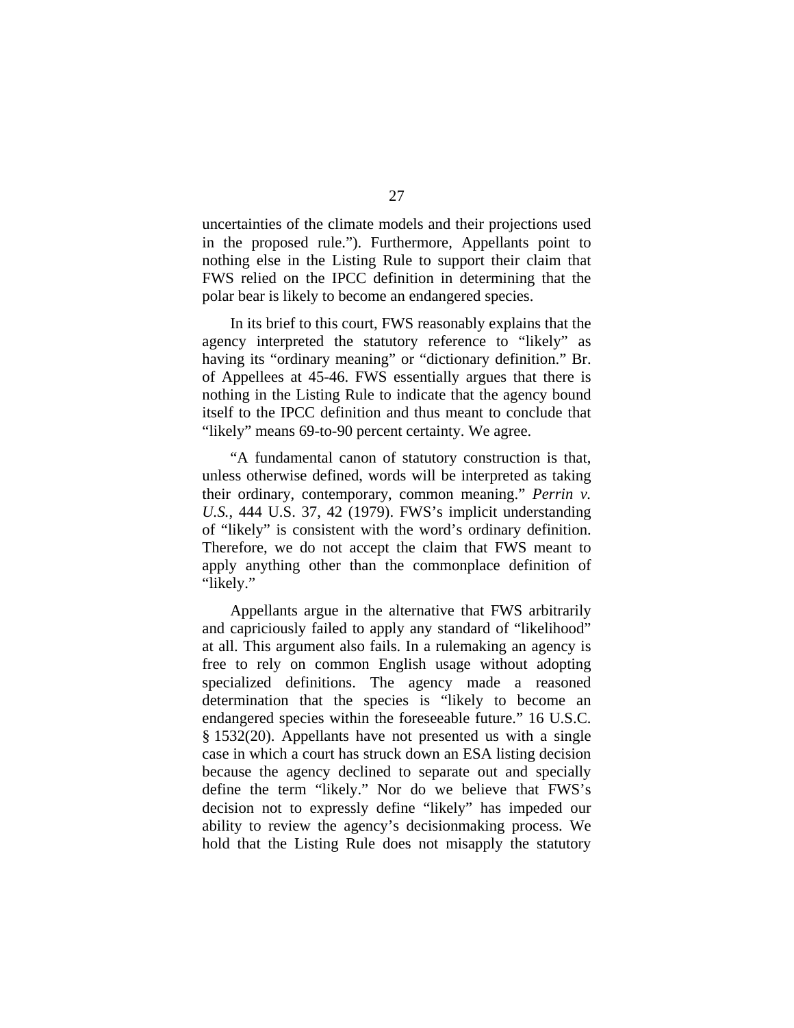uncertainties of the climate models and their projections used in the proposed rule."). Furthermore, Appellants point to nothing else in the Listing Rule to support their claim that FWS relied on the IPCC definition in determining that the polar bear is likely to become an endangered species.

In its brief to this court, FWS reasonably explains that the agency interpreted the statutory reference to "likely" as having its "ordinary meaning" or "dictionary definition." Br. of Appellees at 45-46. FWS essentially argues that there is nothing in the Listing Rule to indicate that the agency bound itself to the IPCC definition and thus meant to conclude that "likely" means 69-to-90 percent certainty. We agree.

"A fundamental canon of statutory construction is that, unless otherwise defined, words will be interpreted as taking their ordinary, contemporary, common meaning." *Perrin v. U.S.*, 444 U.S. 37, 42 (1979). FWS's implicit understanding of "likely" is consistent with the word's ordinary definition. Therefore, we do not accept the claim that FWS meant to apply anything other than the commonplace definition of "likely."

Appellants argue in the alternative that FWS arbitrarily and capriciously failed to apply any standard of "likelihood" at all. This argument also fails. In a rulemaking an agency is free to rely on common English usage without adopting specialized definitions. The agency made a reasoned determination that the species is "likely to become an endangered species within the foreseeable future." 16 U.S.C. § 1532(20). Appellants have not presented us with a single case in which a court has struck down an ESA listing decision because the agency declined to separate out and specially define the term "likely." Nor do we believe that FWS's decision not to expressly define "likely" has impeded our ability to review the agency's decisionmaking process. We hold that the Listing Rule does not misapply the statutory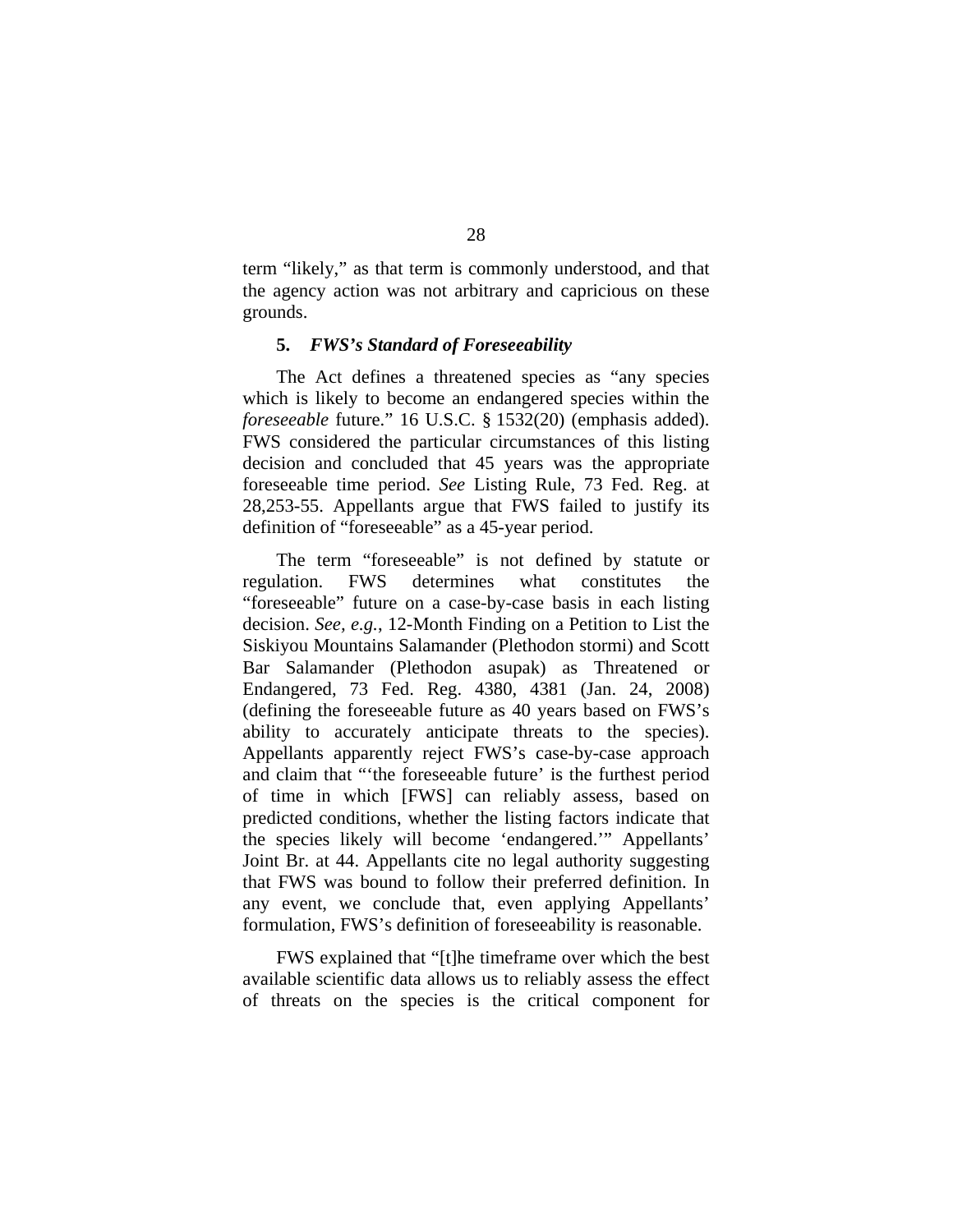term "likely," as that term is commonly understood, and that the agency action was not arbitrary and capricious on these grounds.

**5. *FWS's Standard of Foreseeability***

The Act defines a threatened species as "any species which is likely to become an endangered species within the *foreseeable* future." 16 U.S.C. § 1532(20) (emphasis added). FWS considered the particular circumstances of this listing decision and concluded that 45 years was the appropriate foreseeable time period. *See* Listing Rule, 73 Fed. Reg. at 28,253-55. Appellants argue that FWS failed to justify its definition of "foreseeable" as a 45-year period.

The term "foreseeable" is not defined by statute or regulation. FWS determines what constitutes the "foreseeable" future on a case-by-case basis in each listing decision. *See, e.g.*, 12-Month Finding on a Petition to List the Siskiyou Mountains Salamander (Plethodon stormi) and Scott Bar Salamander (Plethodon asupak) as Threatened or Endangered, 73 Fed. Reg. 4380, 4381 (Jan. 24, 2008) (defining the foreseeable future as 40 years based on FWS's ability to accurately anticipate threats to the species). Appellants apparently reject FWS's case-by-case approach and claim that "'the foreseeable future' is the furthest period of time in which [FWS] can reliably assess, based on predicted conditions, whether the listing factors indicate that the species likely will become 'endangered.'" Appellants' Joint Br. at 44. Appellants cite no legal authority suggesting that FWS was bound to follow their preferred definition. In any event, we conclude that, even applying Appellants' formulation, FWS's definition of foreseeability is reasonable.

FWS explained that "[t]he timeframe over which the best available scientific data allows us to reliably assess the effect of threats on the species is the critical component for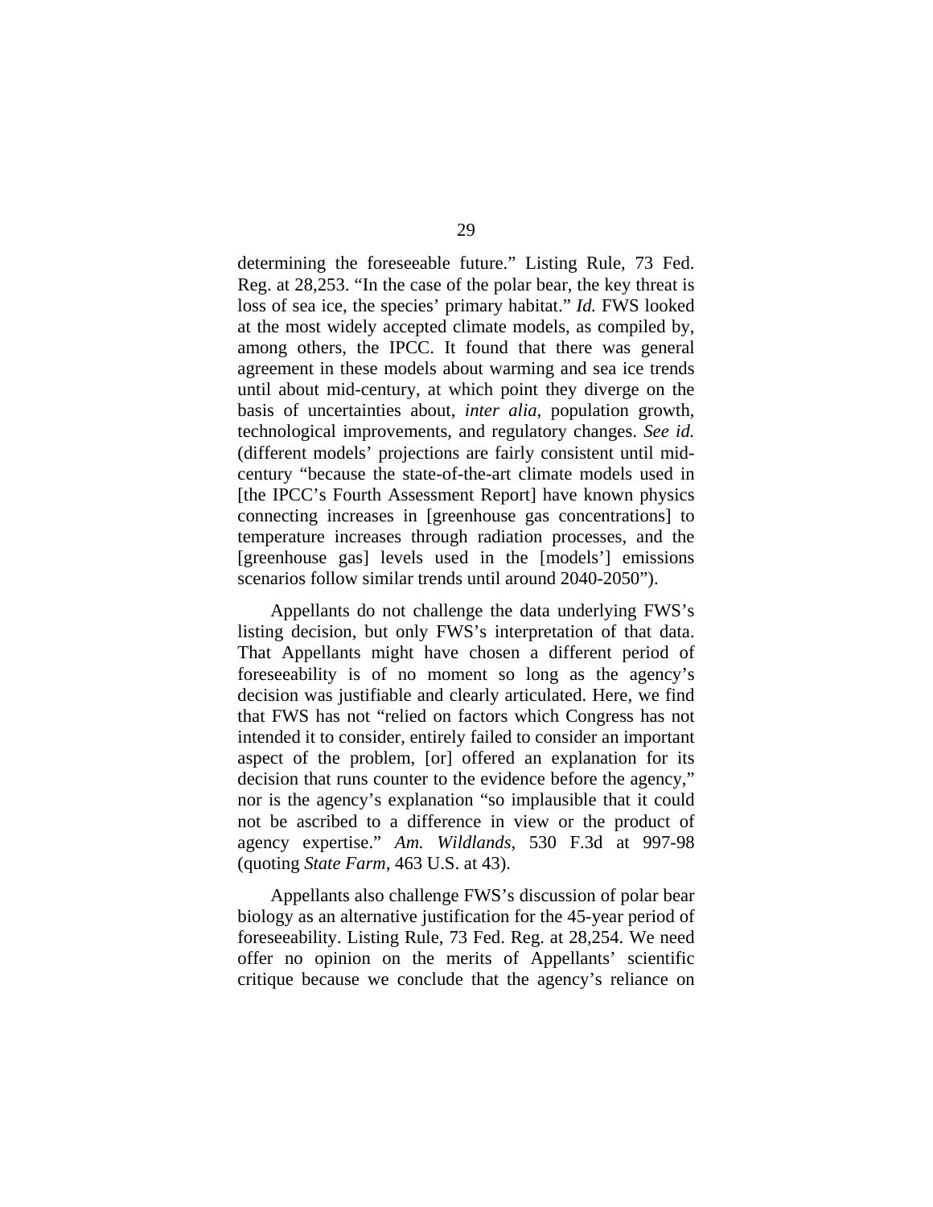determining the foreseeable future." Listing Rule, 73 Fed. Reg. at 28,253. "In the case of the polar bear, the key threat is loss of sea ice, the species' primary habitat." *Id.* FWS looked at the most widely accepted climate models, as compiled by, among others, the IPCC. It found that there was general agreement in these models about warming and sea ice trends until about mid-century, at which point they diverge on the basis of uncertainties about, *inter alia*, population growth, technological improvements, and regulatory changes. *See id.* (different models' projections are fairly consistent until mid-century "because the state-of-the-art climate models used in [the IPCC's Fourth Assessment Report] have known physics connecting increases in [greenhouse gas concentrations] to temperature increases through radiation processes, and the [greenhouse gas] levels used in the [models'] emissions scenarios follow similar trends until around 2040-2050").

Appellants do not challenge the data underlying FWS's listing decision, but only FWS's interpretation of that data. That Appellants might have chosen a different period of foreseeability is of no moment so long as the agency's decision was justifiable and clearly articulated. Here, we find that FWS has not "relied on factors which Congress has not intended it to consider, entirely failed to consider an important aspect of the problem, [or] offered an explanation for its decision that runs counter to the evidence before the agency," nor is the agency's explanation "so implausible that it could not be ascribed to a difference in view or the product of agency expertise." *Am. Wildlands*, 530 F.3d at 997-98 (quoting *State Farm*, 463 U.S. at 43).

Appellants also challenge FWS's discussion of polar bear biology as an alternative justification for the 45-year period of foreseeability. Listing Rule, 73 Fed. Reg. at 28,254. We need offer no opinion on the merits of Appellants' scientific critique because we conclude that the agency's reliance on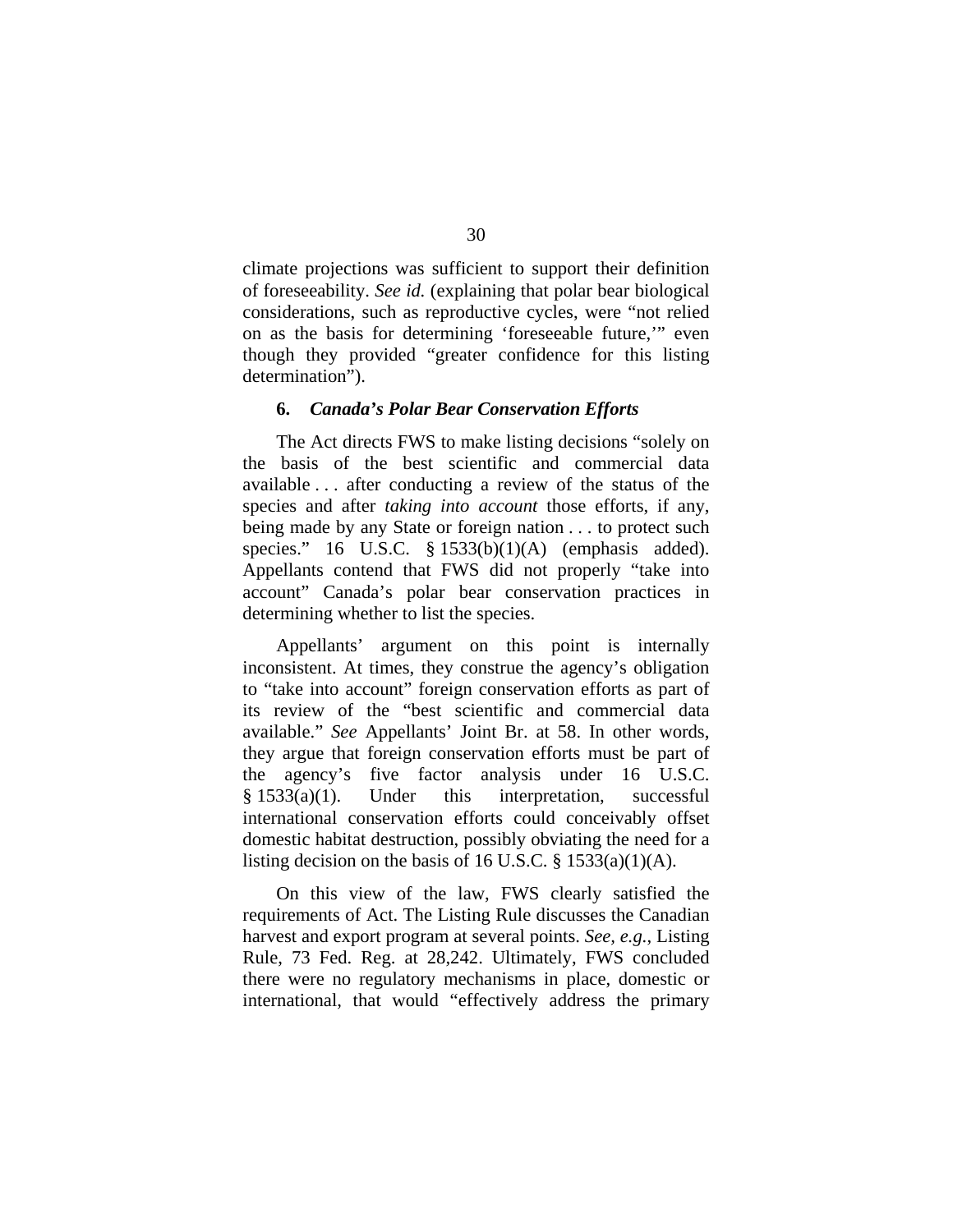climate projections was sufficient to support their definition of foreseeability. *See id.* (explaining that polar bear biological considerations, such as reproductive cycles, were "not relied on as the basis for determining 'foreseeable future,'" even though they provided "greater confidence for this listing determination").

### 6. *Canada's Polar Bear Conservation Efforts*

The Act directs FWS to make listing decisions "solely on the basis of the best scientific and commercial data available . . . after conducting a review of the status of the species and after *taking into account* those efforts, if any, being made by any State or foreign nation . . . to protect such species." 16 U.S.C. § 1533(b)(1)(A) (emphasis added). Appellants contend that FWS did not properly "take into account" Canada's polar bear conservation practices in determining whether to list the species.

Appellants' argument on this point is internally inconsistent. At times, they construe the agency's obligation to "take into account" foreign conservation efforts as part of its review of the "best scientific and commercial data available." *See* Appellants' Joint Br. at 58. In other words, they argue that foreign conservation efforts must be part of the agency's five factor analysis under 16 U.S.C. § 1533(a)(1). Under this interpretation, successful international conservation efforts could conceivably offset domestic habitat destruction, possibly obviating the need for a listing decision on the basis of 16 U.S.C. § 1533(a)(1)(A).

On this view of the law, FWS clearly satisfied the requirements of Act. The Listing Rule discusses the Canadian harvest and export program at several points. *See, e.g.*, Listing Rule, 73 Fed. Reg. at 28,242. Ultimately, FWS concluded there were no regulatory mechanisms in place, domestic or international, that would "effectively address the primary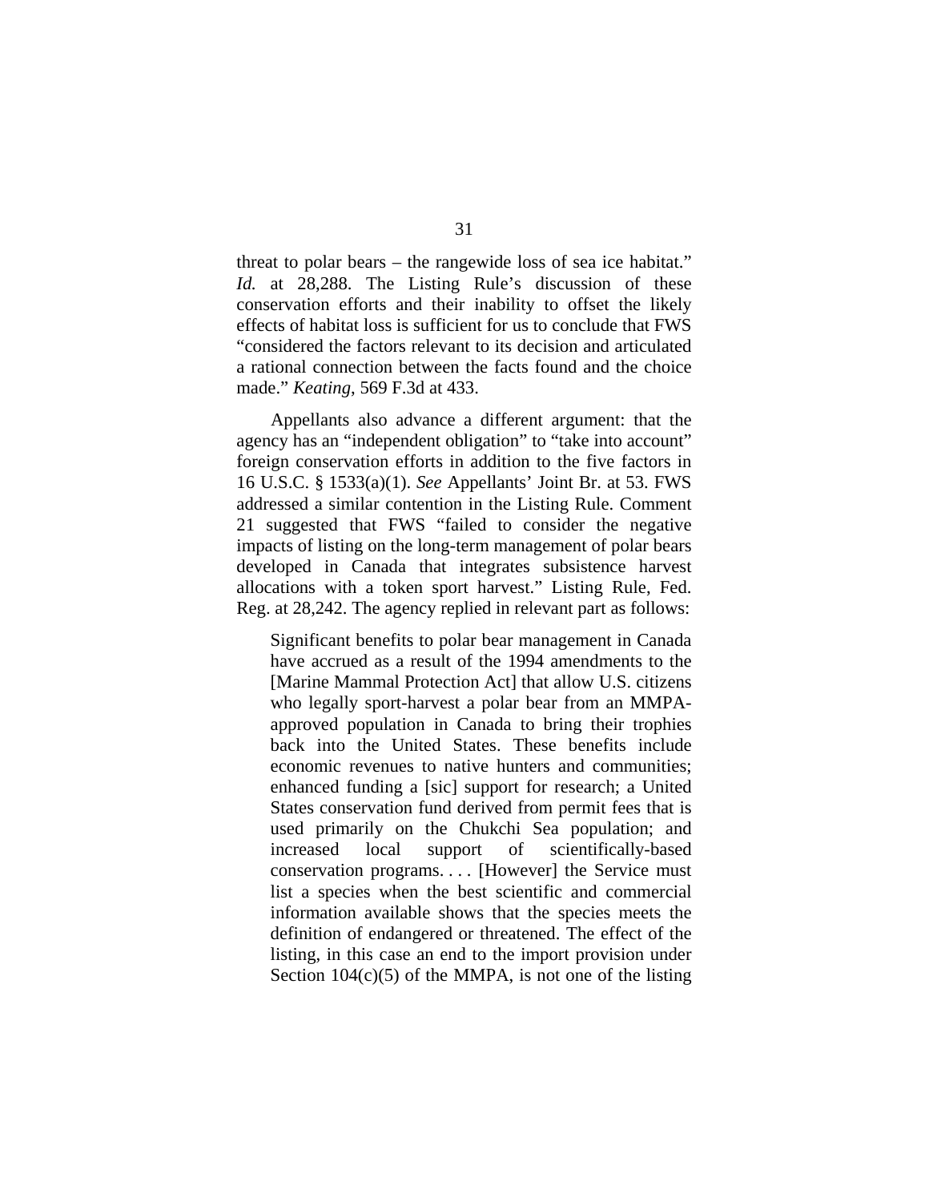threat to polar bears – the rangewide loss of sea ice habitat." *Id.* at 28,288. The Listing Rule's discussion of these conservation efforts and their inability to offset the likely effects of habitat loss is sufficient for us to conclude that FWS "considered the factors relevant to its decision and articulated a rational connection between the facts found and the choice made." *Keating*, 569 F.3d at 433.

Appellants also advance a different argument: that the agency has an "independent obligation" to "take into account" foreign conservation efforts in addition to the five factors in 16 U.S.C. § 1533(a)(1). *See* Appellants' Joint Br. at 53. FWS addressed a similar contention in the Listing Rule. Comment 21 suggested that FWS "failed to consider the negative impacts of listing on the long-term management of polar bears developed in Canada that integrates subsistence harvest allocations with a token sport harvest." Listing Rule, Fed. Reg. at 28,242. The agency replied in relevant part as follows:

> Significant benefits to polar bear management in Canada have accrued as a result of the 1994 amendments to the [Marine Mammal Protection Act] that allow U.S. citizens who legally sport-harvest a polar bear from an MMPA-approved population in Canada to bring their trophies back into the United States. These benefits include economic revenues to native hunters and communities; enhanced funding a [sic] support for research; a United States conservation fund derived from permit fees that is used primarily on the Chukchi Sea population; and increased local support of scientifically-based conservation programs. . . . [However] the Service must list a species when the best scientific and commercial information available shows that the species meets the definition of endangered or threatened. The effect of the listing, in this case an end to the import provision under Section 104(c)(5) of the MMPA, is not one of the listing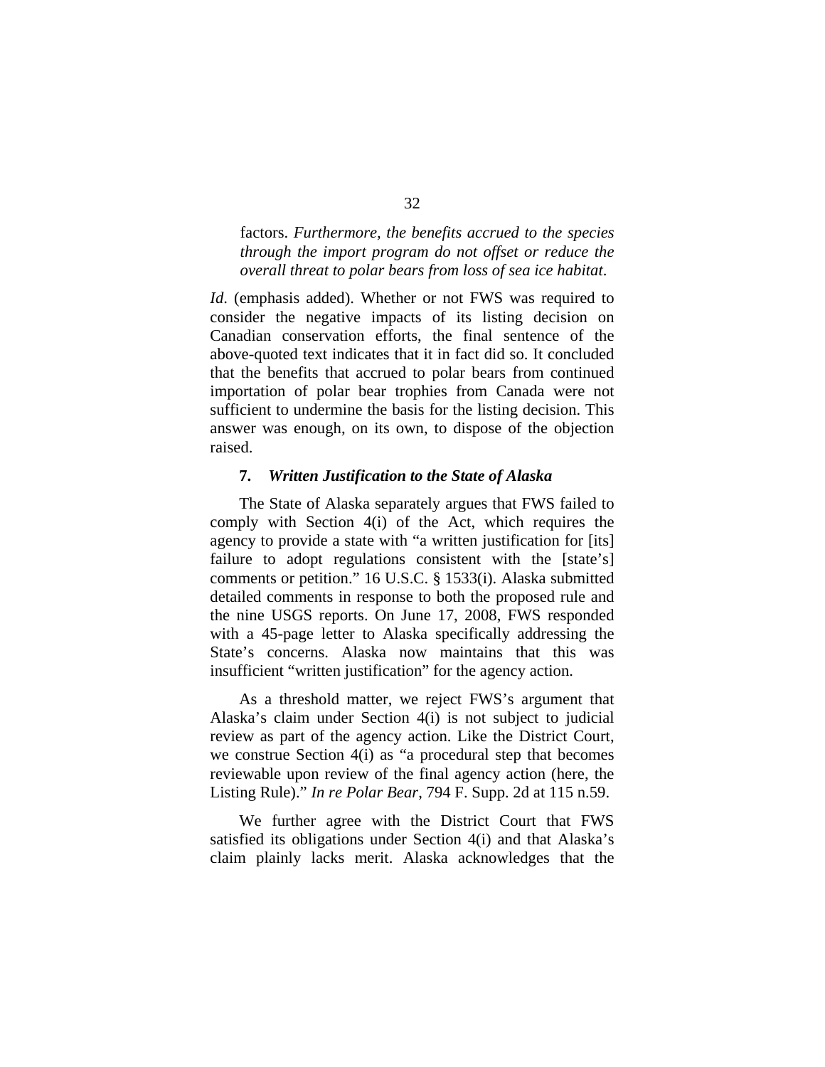> factors. *Furthermore, the benefits accrued to the species through the import program do not offset or reduce the overall threat to polar bears from loss of sea ice habitat*.

*Id*. (emphasis added). Whether or not FWS was required to consider the negative impacts of its listing decision on Canadian conservation efforts, the final sentence of the above-quoted text indicates that it in fact did so. It concluded that the benefits that accrued to polar bears from continued importation of polar bear trophies from Canada were not sufficient to undermine the basis for the listing decision. This answer was enough, on its own, to dispose of the objection raised.

### 7. *Written Justification to the State of Alaska*

The State of Alaska separately argues that FWS failed to comply with Section 4(i) of the Act, which requires the agency to provide a state with "a written justification for [its] failure to adopt regulations consistent with the [state's] comments or petition." 16 U.S.C. § 1533(i). Alaska submitted detailed comments in response to both the proposed rule and the nine USGS reports. On June 17, 2008, FWS responded with a 45-page letter to Alaska specifically addressing the State's concerns. Alaska now maintains that this was insufficient "written justification" for the agency action.

As a threshold matter, we reject FWS's argument that Alaska's claim under Section 4(i) is not subject to judicial review as part of the agency action. Like the District Court, we construe Section 4(i) as "a procedural step that becomes reviewable upon review of the final agency action (here, the Listing Rule)." *In re Polar Bear*, 794 F. Supp. 2d at 115 n.59.

We further agree with the District Court that FWS satisfied its obligations under Section 4(i) and that Alaska's claim plainly lacks merit. Alaska acknowledges that the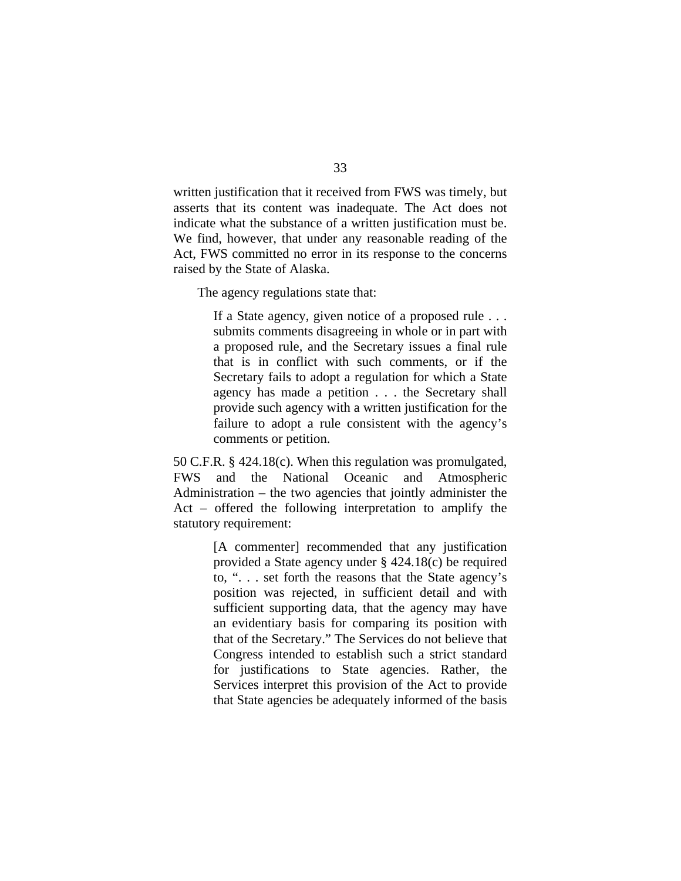written justification that it received from FWS was timely, but asserts that its content was inadequate. The Act does not indicate what the substance of a written justification must be. We find, however, that under any reasonable reading of the Act, FWS committed no error in its response to the concerns raised by the State of Alaska.

The agency regulations state that:

> If a State agency, given notice of a proposed rule . . . submits comments disagreeing in whole or in part with a proposed rule, and the Secretary issues a final rule that is in conflict with such comments, or if the Secretary fails to adopt a regulation for which a State agency has made a petition . . . the Secretary shall provide such agency with a written justification for the failure to adopt a rule consistent with the agency's comments or petition.

50 C.F.R. § 424.18(c). When this regulation was promulgated, FWS and the National Oceanic and Atmospheric Administration – the two agencies that jointly administer the Act – offered the following interpretation to amplify the statutory requirement:

> [A commenter] recommended that any justification provided a State agency under § 424.18(c) be required to, ". . . set forth the reasons that the State agency's position was rejected, in sufficient detail and with sufficient supporting data, that the agency may have an evidentiary basis for comparing its position with that of the Secretary." The Services do not believe that Congress intended to establish such a strict standard for justifications to State agencies. Rather, the Services interpret this provision of the Act to provide that State agencies be adequately informed of the basis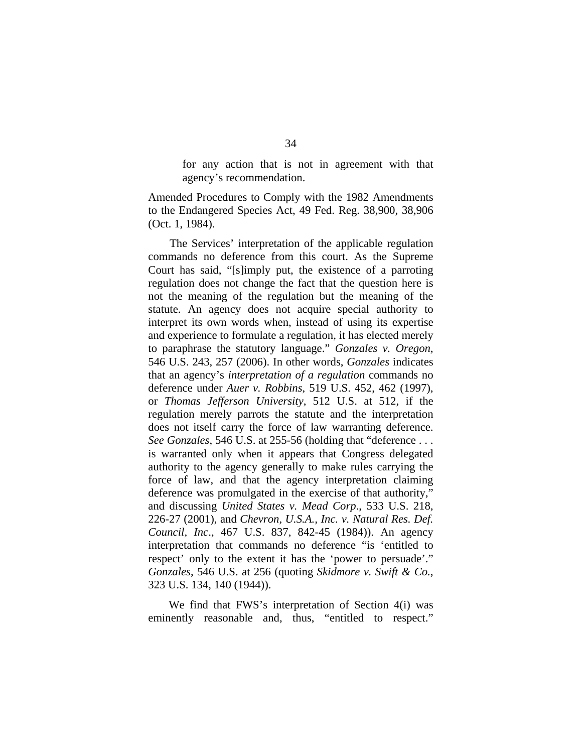> for any action that is not in agreement with that agency's recommendation.

Amended Procedures to Comply with the 1982 Amendments to the Endangered Species Act, 49 Fed. Reg. 38,900, 38,906 (Oct. 1, 1984).

The Services' interpretation of the applicable regulation commands no deference from this court. As the Supreme Court has said, "[s]imply put, the existence of a parroting regulation does not change the fact that the question here is not the meaning of the regulation but the meaning of the statute. An agency does not acquire special authority to interpret its own words when, instead of using its expertise and experience to formulate a regulation, it has elected merely to paraphrase the statutory language." *Gonzales v. Oregon*, 546 U.S. 243, 257 (2006). In other words, *Gonzales* indicates that an agency's *interpretation of a regulation* commands no deference under *Auer v. Robbins*, 519 U.S. 452, 462 (1997), or *Thomas Jefferson University*, 512 U.S. at 512, if the regulation merely parrots the statute and the interpretation does not itself carry the force of law warranting deference. *See Gonzales*, 546 U.S. at 255-56 (holding that "deference . . . is warranted only when it appears that Congress delegated authority to the agency generally to make rules carrying the force of law, and that the agency interpretation claiming deference was promulgated in the exercise of that authority," and discussing *United States v. Mead Corp*., 533 U.S. 218, 226-27 (2001), and *Chevron, U.S.A., Inc. v. Natural Res. Def. Council, Inc*., 467 U.S. 837, 842-45 (1984)). An agency interpretation that commands no deference "is 'entitled to respect' only to the extent it has the 'power to persuade'." *Gonzales*, 546 U.S. at 256 (quoting *Skidmore v. Swift & Co.*, 323 U.S. 134, 140 (1944)).

We find that FWS's interpretation of Section 4(i) was eminently reasonable and, thus, "entitled to respect."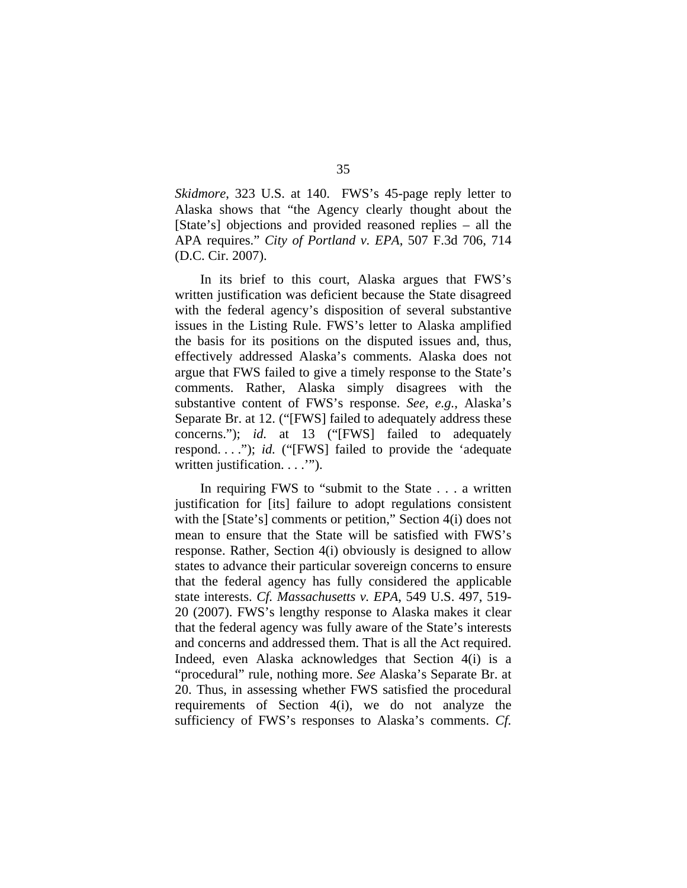*Skidmore*, 323 U.S. at 140. FWS's 45-page reply letter to Alaska shows that "the Agency clearly thought about the [State's] objections and provided reasoned replies – all the APA requires." *City of Portland v. EPA*, 507 F.3d 706, 714 (D.C. Cir. 2007).

In its brief to this court, Alaska argues that FWS's written justification was deficient because the State disagreed with the federal agency's disposition of several substantive issues in the Listing Rule. FWS's letter to Alaska amplified the basis for its positions on the disputed issues and, thus, effectively addressed Alaska's comments. Alaska does not argue that FWS failed to give a timely response to the State's comments. Rather, Alaska simply disagrees with the substantive content of FWS's response. *See, e.g.*, Alaska's Separate Br. at 12. ("[FWS] failed to adequately address these concerns."); *id.* at 13 ("[FWS] failed to adequately respond. . . ."); *id.* ("[FWS] failed to provide the 'adequate written justification. . . .'").

In requiring FWS to "submit to the State . . . a written justification for [its] failure to adopt regulations consistent with the [State's] comments or petition," Section 4(i) does not mean to ensure that the State will be satisfied with FWS's response. Rather, Section 4(i) obviously is designed to allow states to advance their particular sovereign concerns to ensure that the federal agency has fully considered the applicable state interests. *Cf. Massachusetts v. EPA*, 549 U.S. 497, 519-20 (2007). FWS's lengthy response to Alaska makes it clear that the federal agency was fully aware of the State's interests and concerns and addressed them. That is all the Act required. Indeed, even Alaska acknowledges that Section 4(i) is a "procedural" rule, nothing more. *See* Alaska's Separate Br. at 20. Thus, in assessing whether FWS satisfied the procedural requirements of Section 4(i), we do not analyze the sufficiency of FWS's responses to Alaska's comments. *Cf.*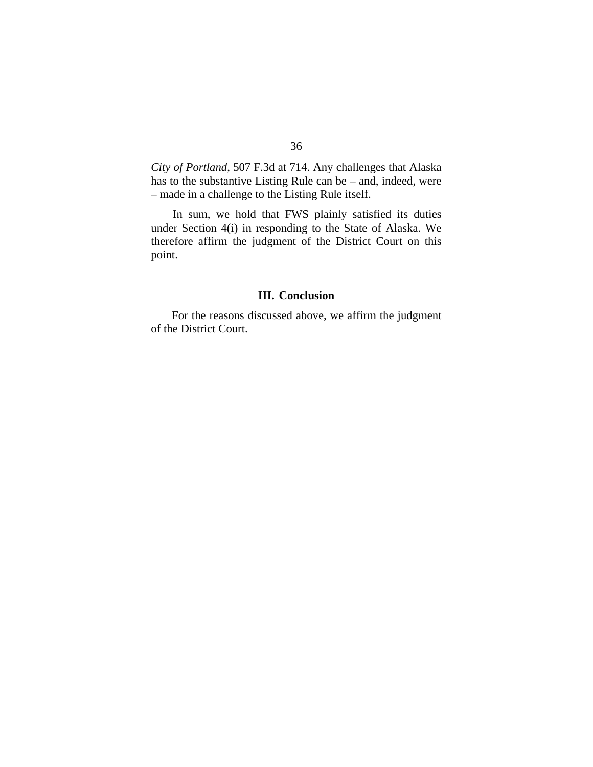*City of Portland*, 507 F.3d at 714. Any challenges that Alaska has to the substantive Listing Rule can be – and, indeed, were – made in a challenge to the Listing Rule itself.

In sum, we hold that FWS plainly satisfied its duties under Section 4(i) in responding to the State of Alaska. We therefore affirm the judgment of the District Court on this point.

## III. Conclusion

For the reasons discussed above, we affirm the judgment of the District Court.